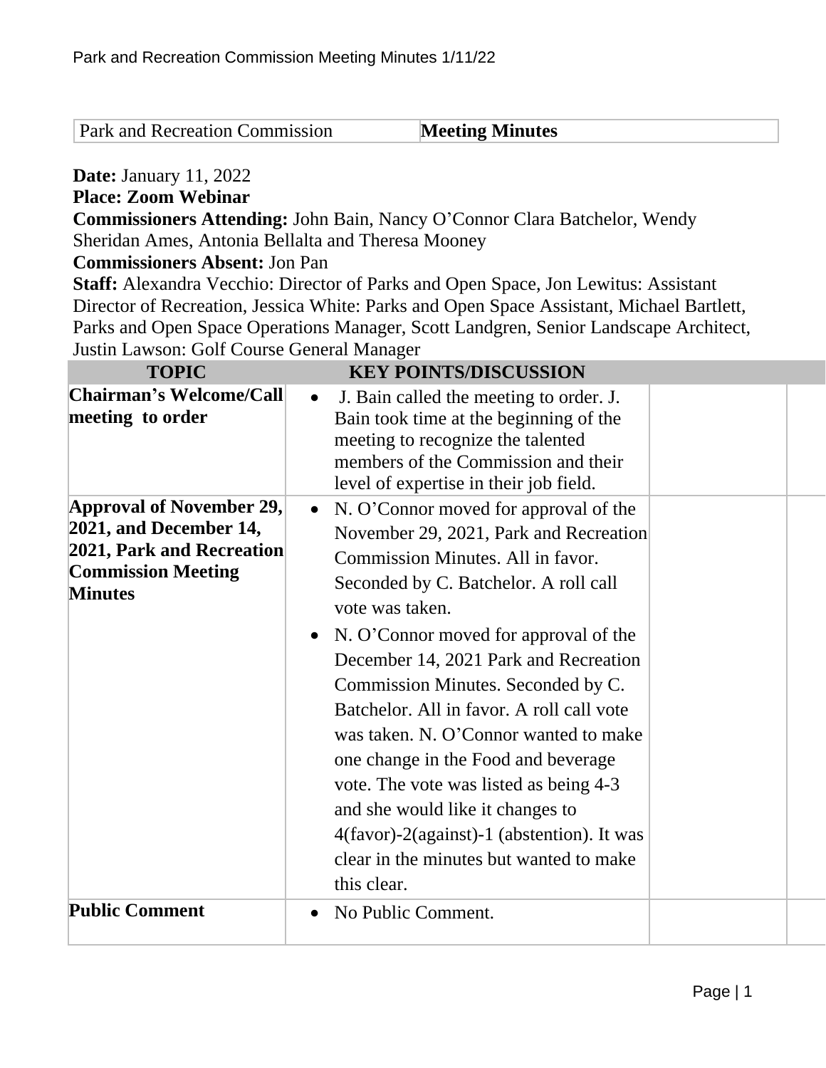| Park and Recreation Commission | **Meeting Minutes** |
|---|---|

**Date:** January 11, 2022
**Place: Zoom Webinar**
**Commissioners Attending:** John Bain, Nancy O'Connor Clara Batchelor, Wendy Sheridan Ames, Antonia Bellalta and Theresa Mooney
**Commissioners Absent:** Jon Pan
**Staff:** Alexandra Vecchio: Director of Parks and Open Space, Jon Lewitus: Assistant Director of Recreation, Jessica White: Parks and Open Space Assistant, Michael Bartlett, Parks and Open Space Operations Manager, Scott Landgren, Senior Landscape Architect, Justin Lawson: Golf Course General Manager

| TOPIC | KEY POINTS/DISCUSSION | | |
|---|---|---|---|
| **Chairman's Welcome/Call meeting to order** | • J. Bain called the meeting to order. J. Bain took time at the beginning of the meeting to recognize the talented members of the Commission and their level of expertise in their job field. | | |
| **Approval of November 29, 2021, and December 14, 2021, Park and Recreation Commission Meeting Minutes** | • N. O'Connor moved for approval of the November 29, 2021, Park and Recreation Commission Minutes. All in favor. Seconded by C. Batchelor. A roll call vote was taken.<br>• N. O'Connor moved for approval of the December 14, 2021 Park and Recreation Commission Minutes. Seconded by C. Batchelor. All in favor. A roll call vote was taken. N. O'Connor wanted to make one change in the Food and beverage vote. The vote was listed as being 4-3 and she would like it changes to 4(favor)-2(against)-1 (abstention). It was clear in the minutes but wanted to make this clear. | | |
| **Public Comment** | • No Public Comment. | | |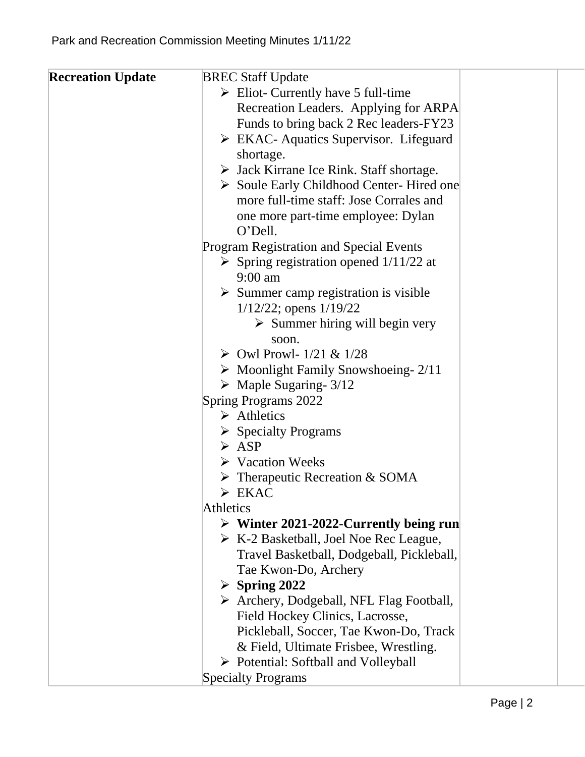| Recreation Update | BREC Staff Update<br>➢ Eliot- Currently have 5 full-time Recreation Leaders. Applying for ARPA Funds to bring back 2 Rec leaders-FY23<br>➢ EKAC- Aquatics Supervisor. Lifeguard shortage.<br>➢ Jack Kirrane Ice Rink. Staff shortage.<br>➢ Soule Early Childhood Center- Hired one more full-time staff: Jose Corrales and one more part-time employee: Dylan O'Dell.<br>Program Registration and Special Events<br>➢ Spring registration opened 1/11/22 at 9:00 am<br>➢ Summer camp registration is visible 1/12/22; opens 1/19/22<br>&nbsp;&nbsp;&nbsp;&nbsp;➢ Summer hiring will begin very soon.<br>➢ Owl Prowl- 1/21 & 1/28<br>➢ Moonlight Family Snowshoeing- 2/11<br>➢ Maple Sugaring- 3/12<br>Spring Programs 2022<br>➢ Athletics<br>➢ Specialty Programs<br>➢ ASP<br>➢ Vacation Weeks<br>➢ Therapeutic Recreation & SOMA<br>➢ EKAC<br>Athletics<br>➢ **Winter 2021-2022-Currently being run**<br>➢ K-2 Basketball, Joel Noe Rec League, Travel Basketball, Dodgeball, Pickleball, Tae Kwon-Do, Archery<br>➢ **Spring 2022**<br>➢ Archery, Dodgeball, NFL Flag Football, Field Hockey Clinics, Lacrosse, Pickleball, Soccer, Tae Kwon-Do, Track & Field, Ultimate Frisbee, Wrestling.<br>➢ Potential: Softball and Volleyball<br>Specialty Programs | | |
|---|---|---|---|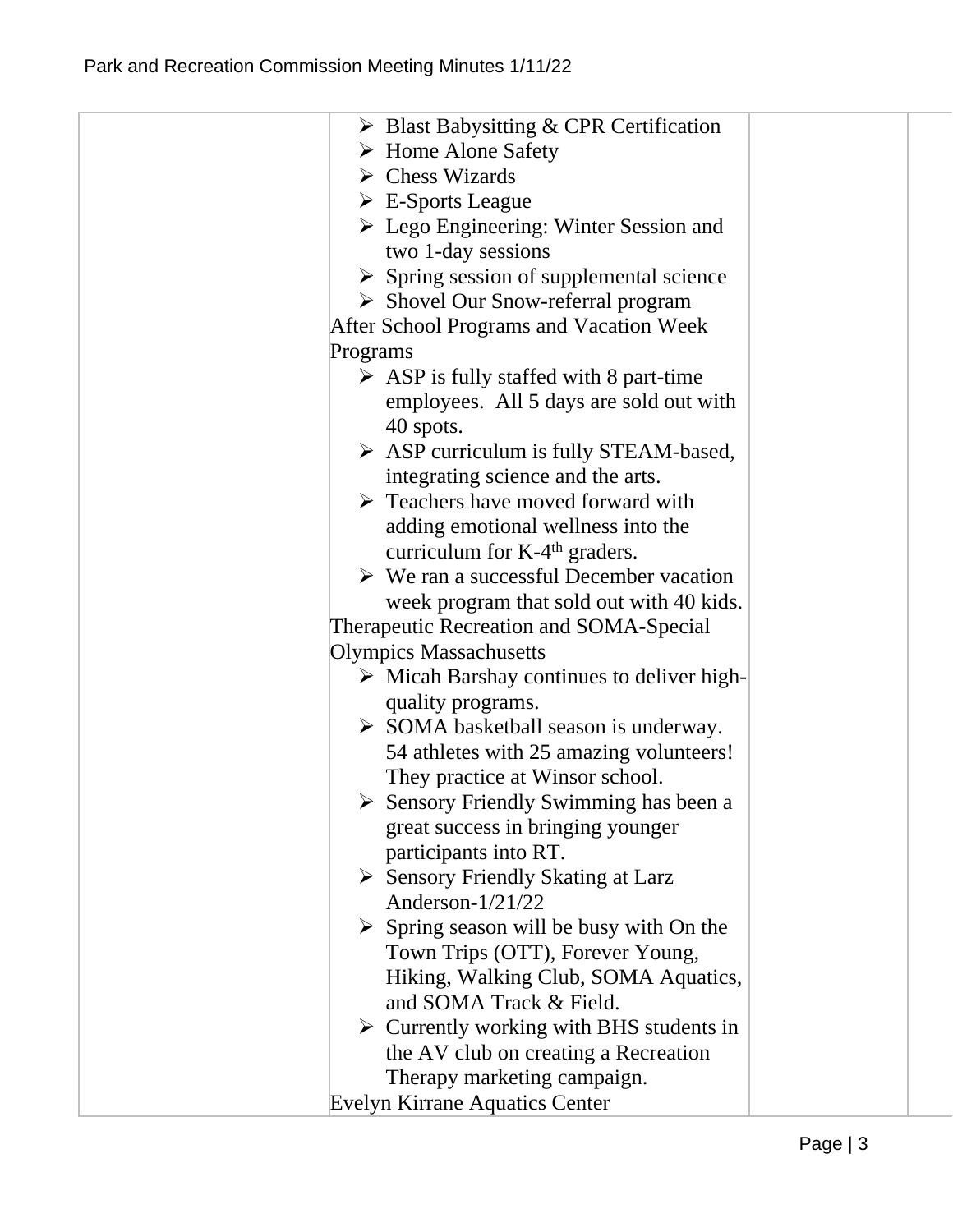| | | | |
|---|---|---|---|
| | ➢ Blast Babysitting & CPR Certification<br>➢ Home Alone Safety<br>➢ Chess Wizards<br>➢ E-Sports League<br>➢ Lego Engineering: Winter Session and two 1-day sessions<br>➢ Spring session of supplemental science<br>➢ Shovel Our Snow-referral program<br>After School Programs and Vacation Week Programs<br>➢ ASP is fully staffed with 8 part-time employees. All 5 days are sold out with 40 spots.<br>➢ ASP curriculum is fully STEAM-based, integrating science and the arts.<br>➢ Teachers have moved forward with adding emotional wellness into the curriculum for K-4th graders.<br>➢ We ran a successful December vacation week program that sold out with 40 kids.<br>Therapeutic Recreation and SOMA-Special Olympics Massachusetts<br>➢ Micah Barshay continues to deliver high-quality programs.<br>➢ SOMA basketball season is underway. 54 athletes with 25 amazing volunteers! They practice at Winsor school.<br>➢ Sensory Friendly Swimming has been a great success in bringing younger participants into RT.<br>➢ Sensory Friendly Skating at Larz Anderson-1/21/22<br>➢ Spring season will be busy with On the Town Trips (OTT), Forever Young, Hiking, Walking Club, SOMA Aquatics, and SOMA Track & Field.<br>➢ Currently working with BHS students in the AV club on creating a Recreation Therapy marketing campaign.<br>Evelyn Kirrane Aquatics Center | | |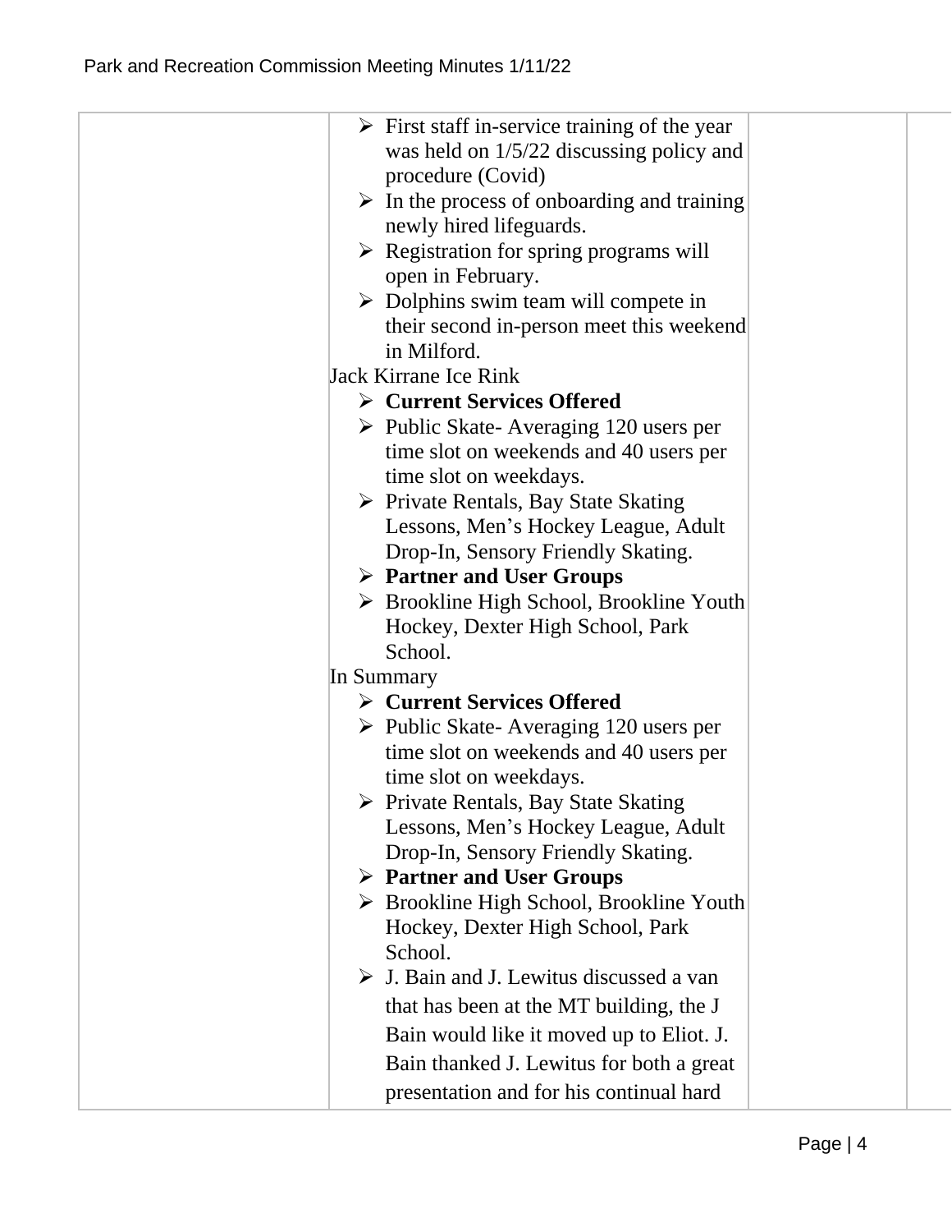| | | | |
|---|---|---|---|
| | ➢ First staff in-service training of the year was held on 1/5/22 discussing policy and procedure (Covid)<br>➢ In the process of onboarding and training newly hired lifeguards.<br>➢ Registration for spring programs will open in February.<br>➢ Dolphins swim team will compete in their second in-person meet this weekend in Milford.<br>Jack Kirrane Ice Rink<br>➢ **Current Services Offered**<br>➢ Public Skate- Averaging 120 users per time slot on weekends and 40 users per time slot on weekdays.<br>➢ Private Rentals, Bay State Skating Lessons, Men's Hockey League, Adult Drop-In, Sensory Friendly Skating.<br>➢ **Partner and User Groups**<br>➢ Brookline High School, Brookline Youth Hockey, Dexter High School, Park School.<br>In Summary<br>➢ **Current Services Offered**<br>➢ Public Skate- Averaging 120 users per time slot on weekends and 40 users per time slot on weekdays.<br>➢ Private Rentals, Bay State Skating Lessons, Men's Hockey League, Adult Drop-In, Sensory Friendly Skating.<br>➢ **Partner and User Groups**<br>➢ Brookline High School, Brookline Youth Hockey, Dexter High School, Park School.<br>➢ J. Bain and J. Lewitus discussed a van that has been at the MT building, the J Bain would like it moved up to Eliot. J. Bain thanked J. Lewitus for both a great presentation and for his continual hard | | |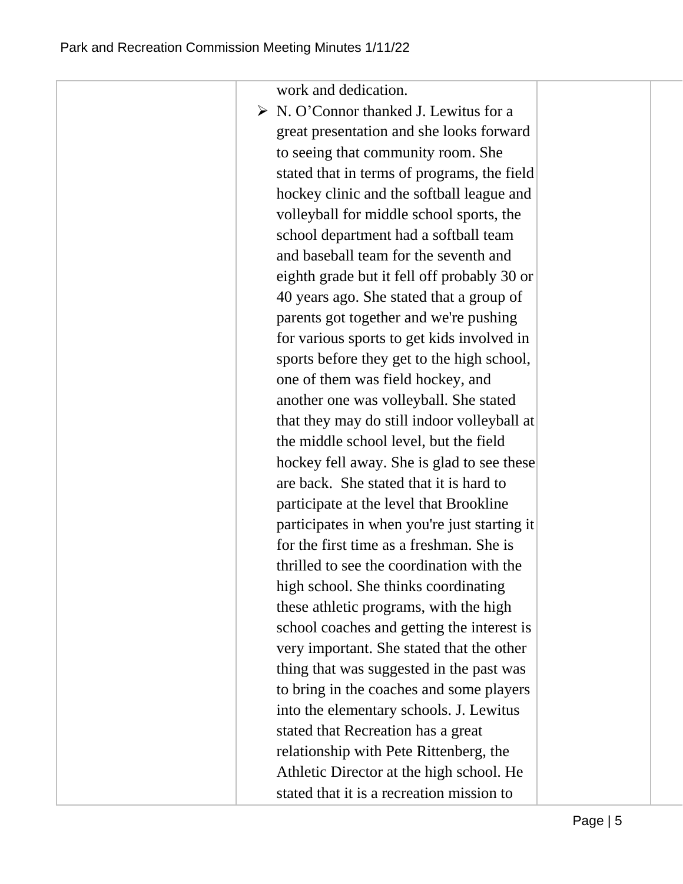| | work and dedication.<br>➢ N. O'Connor thanked J. Lewitus for a great presentation and she looks forward to seeing that community room. She stated that in terms of programs, the field hockey clinic and the softball league and volleyball for middle school sports, the school department had a softball team and baseball team for the seventh and eighth grade but it fell off probably 30 or 40 years ago. She stated that a group of parents got together and we're pushing for various sports to get kids involved in sports before they get to the high school, one of them was field hockey, and another one was volleyball. She stated that they may do still indoor volleyball at the middle school level, but the field hockey fell away. She is glad to see these are back. She stated that it is hard to participate at the level that Brookline participates in when you're just starting it for the first time as a freshman. She is thrilled to see the coordination with the high school. She thinks coordinating these athletic programs, with the high school coaches and getting the interest is very important. She stated that the other thing that was suggested in the past was to bring in the coaches and some players into the elementary schools. J. Lewitus stated that Recreation has a great relationship with Pete Rittenberg, the Athletic Director at the high school. He stated that it is a recreation mission to | | |
|---|---|---|---|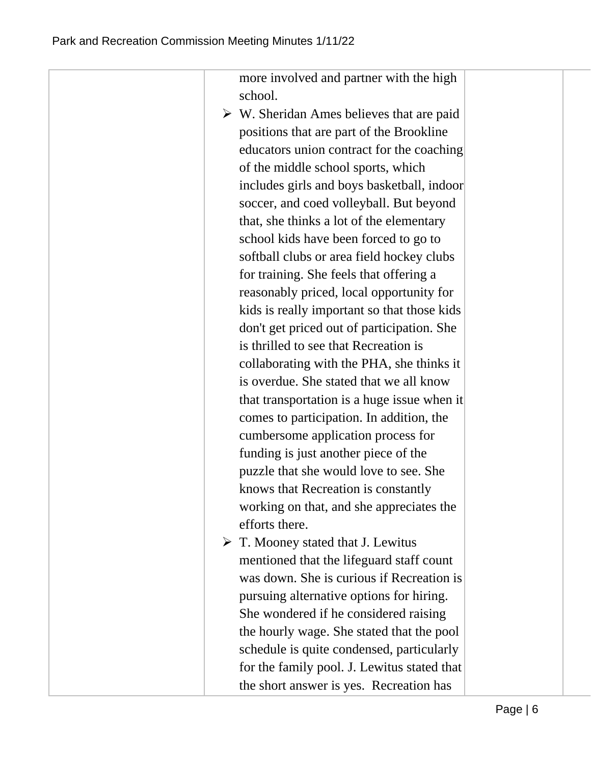| | | | |
|---|---|---|---|
| | more involved and partner with the high school.<br>➢ W. Sheridan Ames believes that are paid positions that are part of the Brookline educators union contract for the coaching of the middle school sports, which includes girls and boys basketball, indoor soccer, and coed volleyball. But beyond that, she thinks a lot of the elementary school kids have been forced to go to softball clubs or area field hockey clubs for training. She feels that offering a reasonably priced, local opportunity for kids is really important so that those kids don't get priced out of participation. She is thrilled to see that Recreation is collaborating with the PHA, she thinks it is overdue. She stated that we all know that transportation is a huge issue when it comes to participation. In addition, the cumbersome application process for funding is just another piece of the puzzle that she would love to see. She knows that Recreation is constantly working on that, and she appreciates the efforts there.<br>➢ T. Mooney stated that J. Lewitus mentioned that the lifeguard staff count was down. She is curious if Recreation is pursuing alternative options for hiring. She wondered if he considered raising the hourly wage. She stated that the pool schedule is quite condensed, particularly for the family pool. J. Lewitus stated that the short answer is yes. Recreation has | | |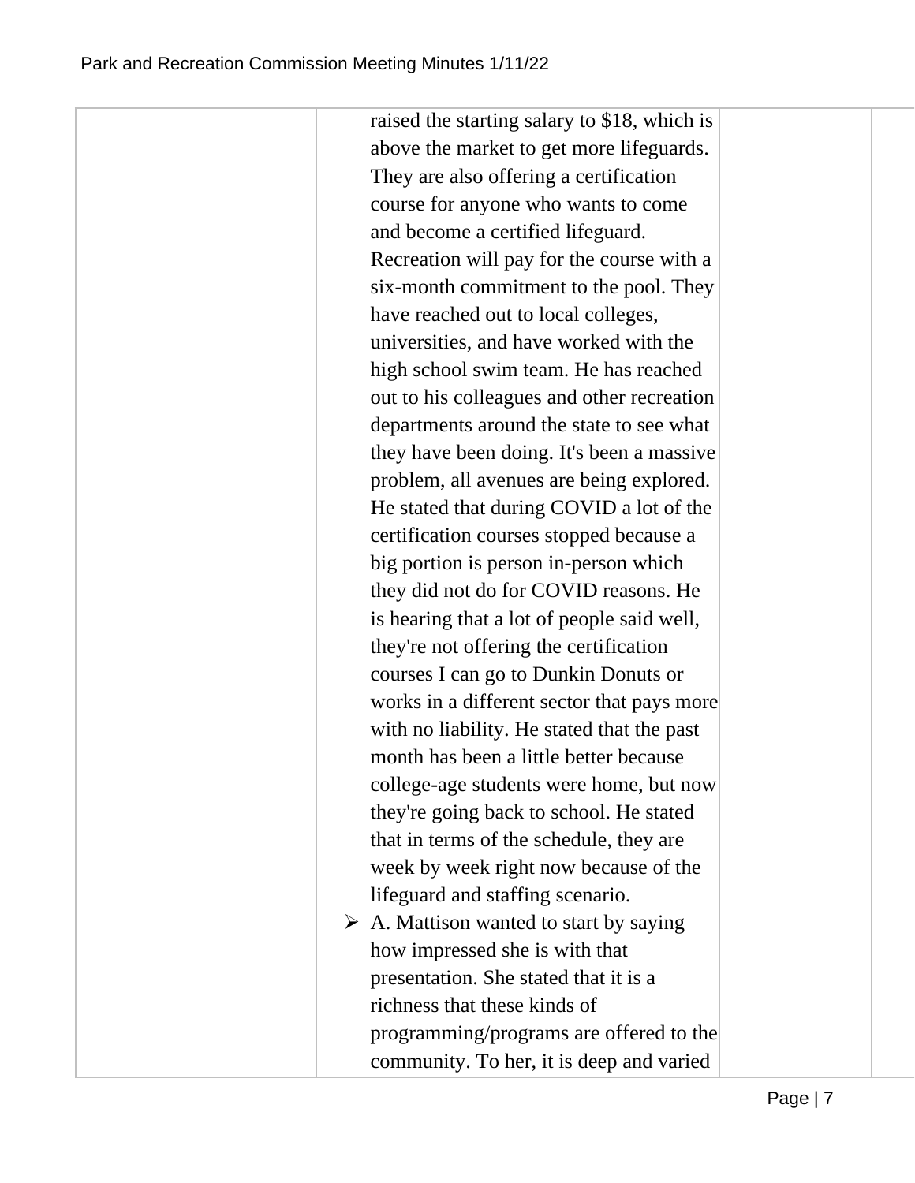| | | | |
|---|---|---|---|
| | raised the starting salary to $18, which is above the market to get more lifeguards. They are also offering a certification course for anyone who wants to come and become a certified lifeguard. Recreation will pay for the course with a six-month commitment to the pool. They have reached out to local colleges, universities, and have worked with the high school swim team. He has reached out to his colleagues and other recreation departments around the state to see what they have been doing. It's been a massive problem, all avenues are being explored. He stated that during COVID a lot of the certification courses stopped because a big portion is person in-person which they did not do for COVID reasons. He is hearing that a lot of people said well, they're not offering the certification courses I can go to Dunkin Donuts or works in a different sector that pays more with no liability. He stated that the past month has been a little better because college-age students were home, but now they're going back to school. He stated that in terms of the schedule, they are week by week right now because of the lifeguard and staffing scenario.<br>➢ A. Mattison wanted to start by saying how impressed she is with that presentation. She stated that it is a richness that these kinds of programming/programs are offered to the community. To her, it is deep and varied | | |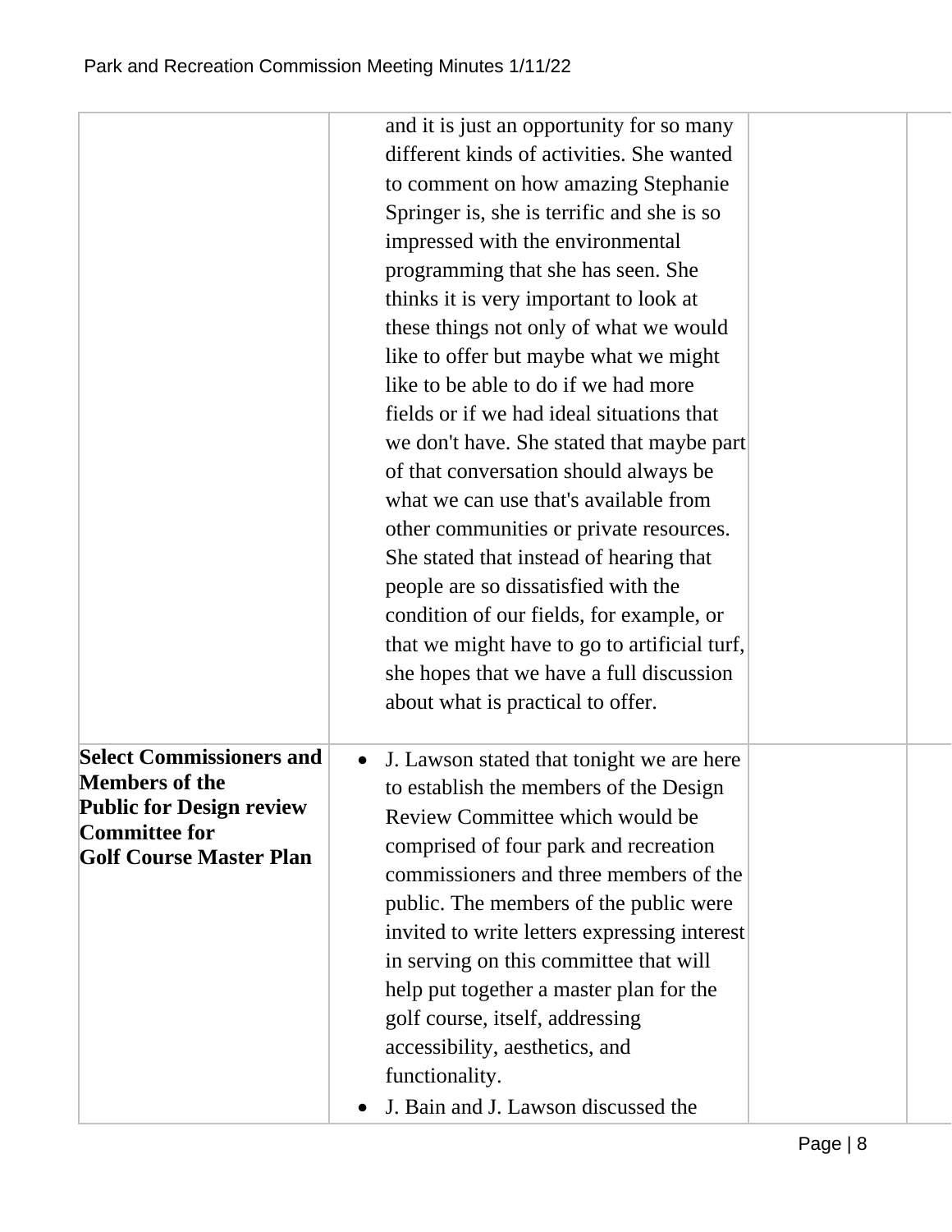| | | | |
|---|---|---|---|
| | and it is just an opportunity for so many different kinds of activities. She wanted to comment on how amazing Stephanie Springer is, she is terrific and she is so impressed with the environmental programming that she has seen. She thinks it is very important to look at these things not only of what we would like to offer but maybe what we might like to be able to do if we had more fields or if we had ideal situations that we don't have. She stated that maybe part of that conversation should always be what we can use that's available from other communities or private resources. She stated that instead of hearing that people are so dissatisfied with the condition of our fields, for example, or that we might have to go to artificial turf, she hopes that we have a full discussion about what is practical to offer. | | |
| **Select Commissioners and Members of the Public for Design review Committee for Golf Course Master Plan** | • J. Lawson stated that tonight we are here to establish the members of the Design Review Committee which would be comprised of four park and recreation commissioners and three members of the public. The members of the public were invited to write letters expressing interest in serving on this committee that will help put together a master plan for the golf course, itself, addressing accessibility, aesthetics, and functionality.<br>• J. Bain and J. Lawson discussed the | | |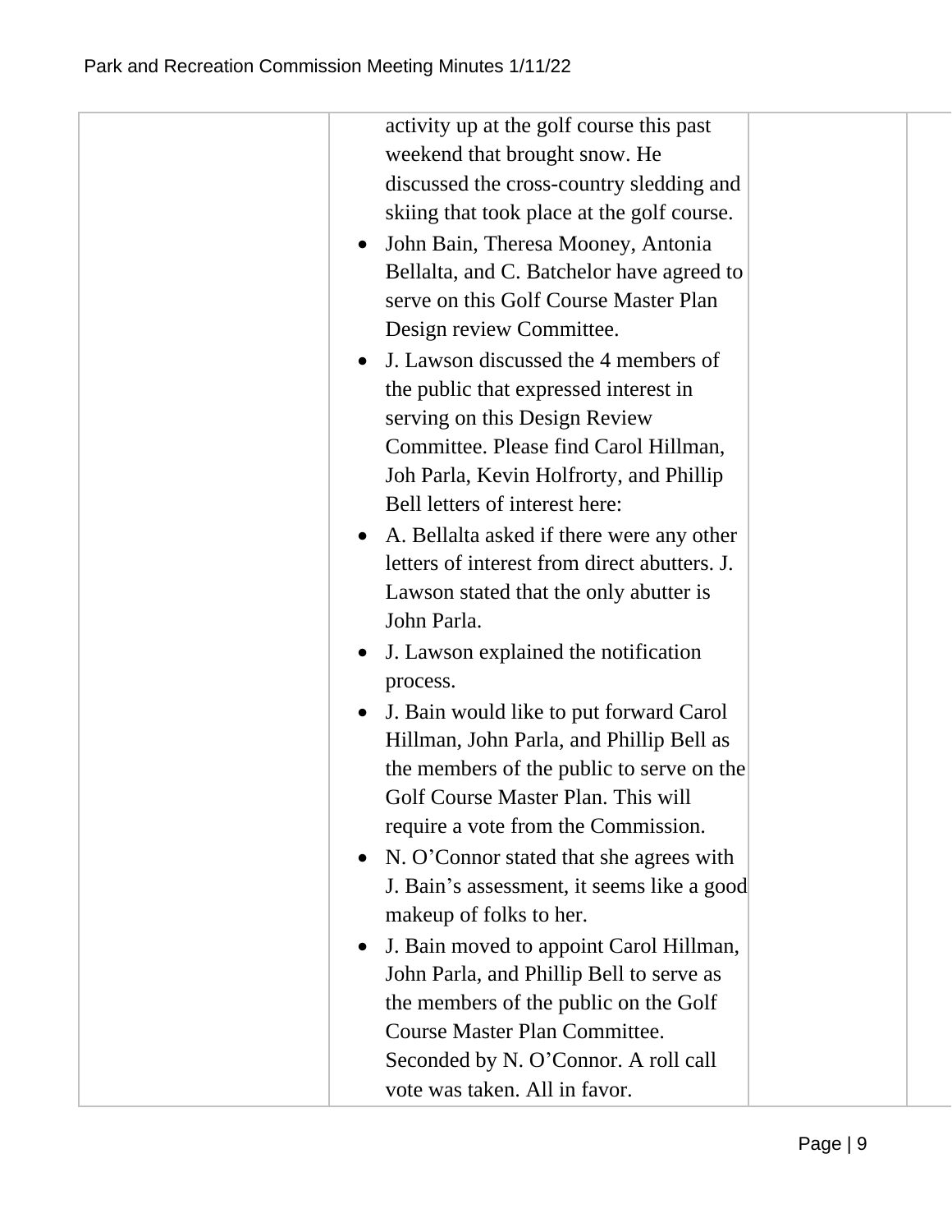| | activity up at the golf course this past weekend that brought snow. He discussed the cross-country sledding and skiing that took place at the golf course.<br>• John Bain, Theresa Mooney, Antonia Bellalta, and C. Batchelor have agreed to serve on this Golf Course Master Plan Design review Committee.<br>• J. Lawson discussed the 4 members of the public that expressed interest in serving on this Design Review Committee. Please find Carol Hillman, Joh Parla, Kevin Holfrorty, and Phillip Bell letters of interest here:<br>• A. Bellalta asked if there were any other letters of interest from direct abutters. J. Lawson stated that the only abutter is John Parla.<br>• J. Lawson explained the notification process.<br>• J. Bain would like to put forward Carol Hillman, John Parla, and Phillip Bell as the members of the public to serve on the Golf Course Master Plan. This will require a vote from the Commission.<br>• N. O'Connor stated that she agrees with J. Bain's assessment, it seems like a good makeup of folks to her.<br>• J. Bain moved to appoint Carol Hillman, John Parla, and Phillip Bell to serve as the members of the public on the Golf Course Master Plan Committee. Seconded by N. O'Connor. A roll call vote was taken. All in favor. | | |
|---|---|---|---|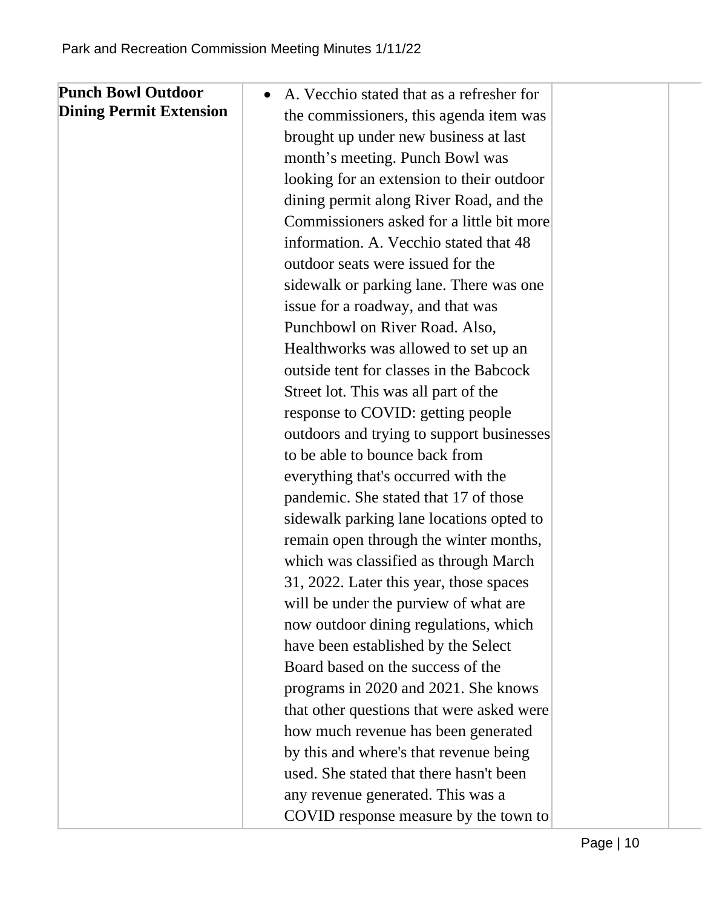| | | | |
|---|---|---|---|
| **Punch Bowl Outdoor Dining Permit Extension** | • A. Vecchio stated that as a refresher for the commissioners, this agenda item was brought up under new business at last month's meeting. Punch Bowl was looking for an extension to their outdoor dining permit along River Road, and the Commissioners asked for a little bit more information. A. Vecchio stated that 48 outdoor seats were issued for the sidewalk or parking lane. There was one issue for a roadway, and that was Punchbowl on River Road. Also, Healthworks was allowed to set up an outside tent for classes in the Babcock Street lot. This was all part of the response to COVID: getting people outdoors and trying to support businesses to be able to bounce back from everything that's occurred with the pandemic. She stated that 17 of those sidewalk parking lane locations opted to remain open through the winter months, which was classified as through March 31, 2022. Later this year, those spaces will be under the purview of what are now outdoor dining regulations, which have been established by the Select Board based on the success of the programs in 2020 and 2021. She knows that other questions that were asked were how much revenue has been generated by this and where's that revenue being used. She stated that there hasn't been any revenue generated. This was a COVID response measure by the town to | | |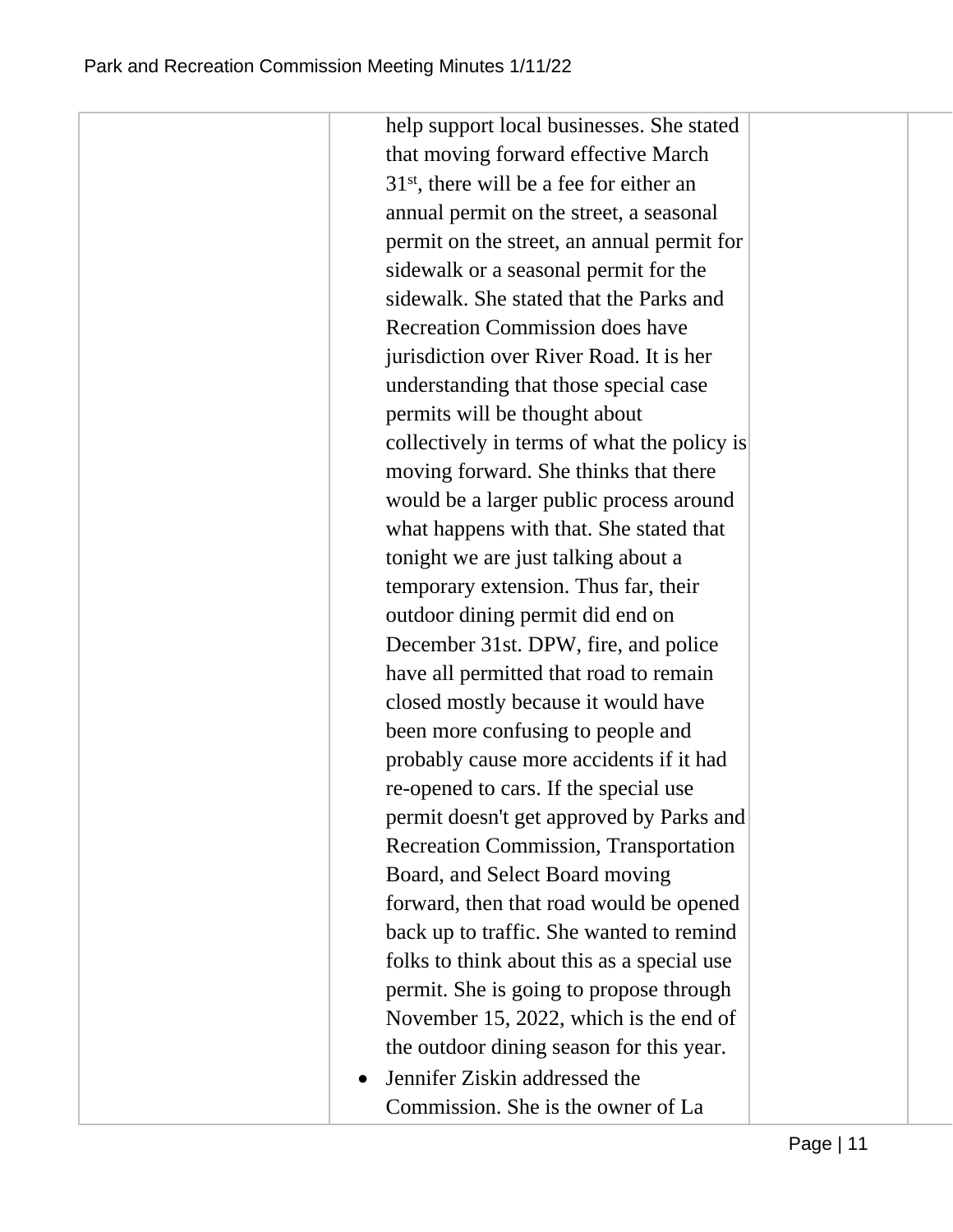| | | | |
|---|---|---|---|
| | help support local businesses. She stated that moving forward effective March 31st, there will be a fee for either an annual permit on the street, a seasonal permit on the street, an annual permit for sidewalk or a seasonal permit for the sidewalk. She stated that the Parks and Recreation Commission does have jurisdiction over River Road. It is her understanding that those special case permits will be thought about collectively in terms of what the policy is moving forward. She thinks that there would be a larger public process around what happens with that. She stated that tonight we are just talking about a temporary extension. Thus far, their outdoor dining permit did end on December 31st. DPW, fire, and police have all permitted that road to remain closed mostly because it would have been more confusing to people and probably cause more accidents if it had re-opened to cars. If the special use permit doesn't get approved by Parks and Recreation Commission, Transportation Board, and Select Board moving forward, then that road would be opened back up to traffic. She wanted to remind folks to think about this as a special use permit. She is going to propose through November 15, 2022, which is the end of the outdoor dining season for this year.<br>• Jennifer Ziskin addressed the Commission. She is the owner of La | | |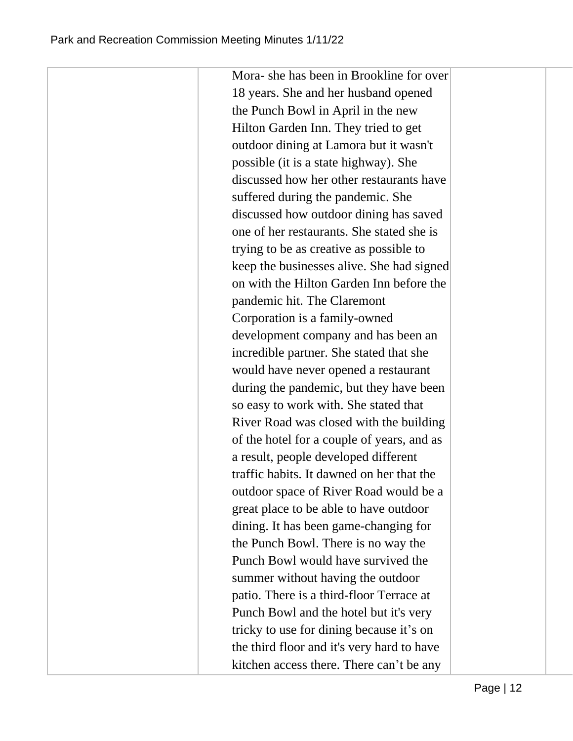|  | Mora- she has been in Brookline for over 18 years. She and her husband opened the Punch Bowl in April in the new Hilton Garden Inn. They tried to get outdoor dining at Lamora but it wasn't possible (it is a state highway). She discussed how her other restaurants have suffered during the pandemic. She discussed how outdoor dining has saved one of her restaurants. She stated she is trying to be as creative as possible to keep the businesses alive. She had signed on with the Hilton Garden Inn before the pandemic hit. The Claremont Corporation is a family-owned development company and has been an incredible partner. She stated that she would have never opened a restaurant during the pandemic, but they have been so easy to work with. She stated that River Road was closed with the building of the hotel for a couple of years, and as a result, people developed different traffic habits. It dawned on her that the outdoor space of River Road would be a great place to be able to have outdoor dining. It has been game-changing for the Punch Bowl. There is no way the Punch Bowl would have survived the summer without having the outdoor patio. There is a third-floor Terrace at Punch Bowl and the hotel but it's very tricky to use for dining because it's on the third floor and it's very hard to have kitchen access there. There can't be any |  |  |
|---|---|---|---|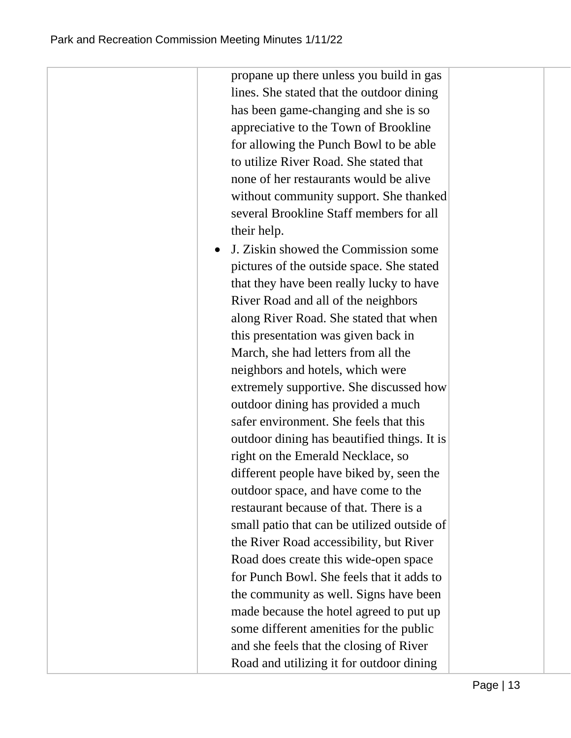| | | | |
|---|---|---|---|
| | propane up there unless you build in gas lines. She stated that the outdoor dining has been game-changing and she is so appreciative to the Town of Brookline for allowing the Punch Bowl to be able to utilize River Road. She stated that none of her restaurants would be alive without community support. She thanked several Brookline Staff members for all their help.<br>• J. Ziskin showed the Commission some pictures of the outside space. She stated that they have been really lucky to have River Road and all of the neighbors along River Road. She stated that when this presentation was given back in March, she had letters from all the neighbors and hotels, which were extremely supportive. She discussed how outdoor dining has provided a much safer environment. She feels that this outdoor dining has beautified things. It is right on the Emerald Necklace, so different people have biked by, seen the outdoor space, and have come to the restaurant because of that. There is a small patio that can be utilized outside of the River Road accessibility, but River Road does create this wide-open space for Punch Bowl. She feels that it adds to the community as well. Signs have been made because the hotel agreed to put up some different amenities for the public and she feels that the closing of River Road and utilizing it for outdoor dining | | |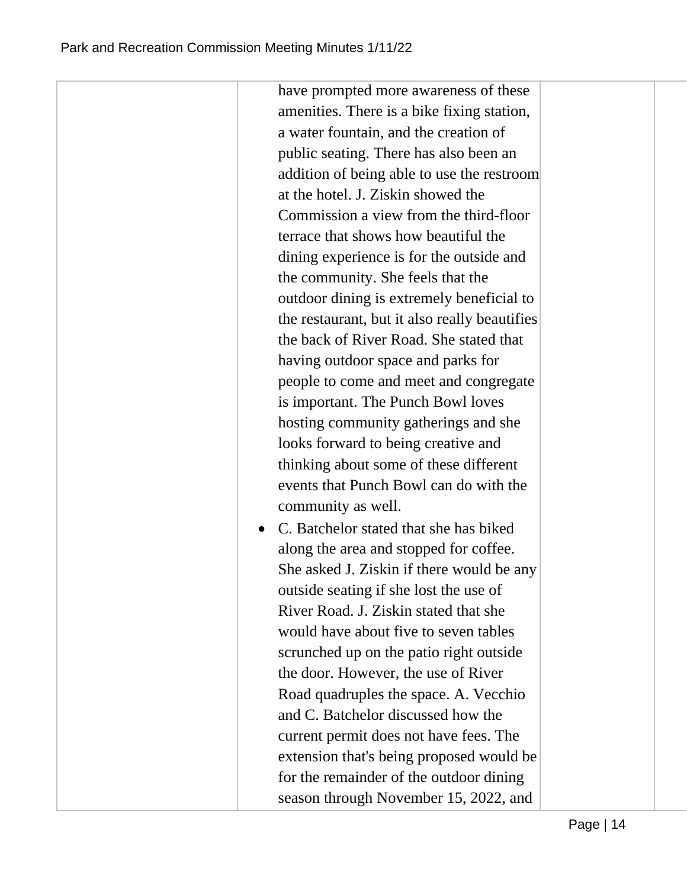| | | | |
|---|---|---|---|
| | have prompted more awareness of these amenities. There is a bike fixing station, a water fountain, and the creation of public seating. There has also been an addition of being able to use the restroom at the hotel. J. Ziskin showed the Commission a view from the third-floor terrace that shows how beautiful the dining experience is for the outside and the community. She feels that the outdoor dining is extremely beneficial to the restaurant, but it also really beautifies the back of River Road. She stated that having outdoor space and parks for people to come and meet and congregate is important. The Punch Bowl loves hosting community gatherings and she looks forward to being creative and thinking about some of these different events that Punch Bowl can do with the community as well.<br>• C. Batchelor stated that she has biked along the area and stopped for coffee. She asked J. Ziskin if there would be any outside seating if she lost the use of River Road. J. Ziskin stated that she would have about five to seven tables scrunched up on the patio right outside the door. However, the use of River Road quadruples the space. A. Vecchio and C. Batchelor discussed how the current permit does not have fees. The extension that's being proposed would be for the remainder of the outdoor dining season through November 15, 2022, and | | |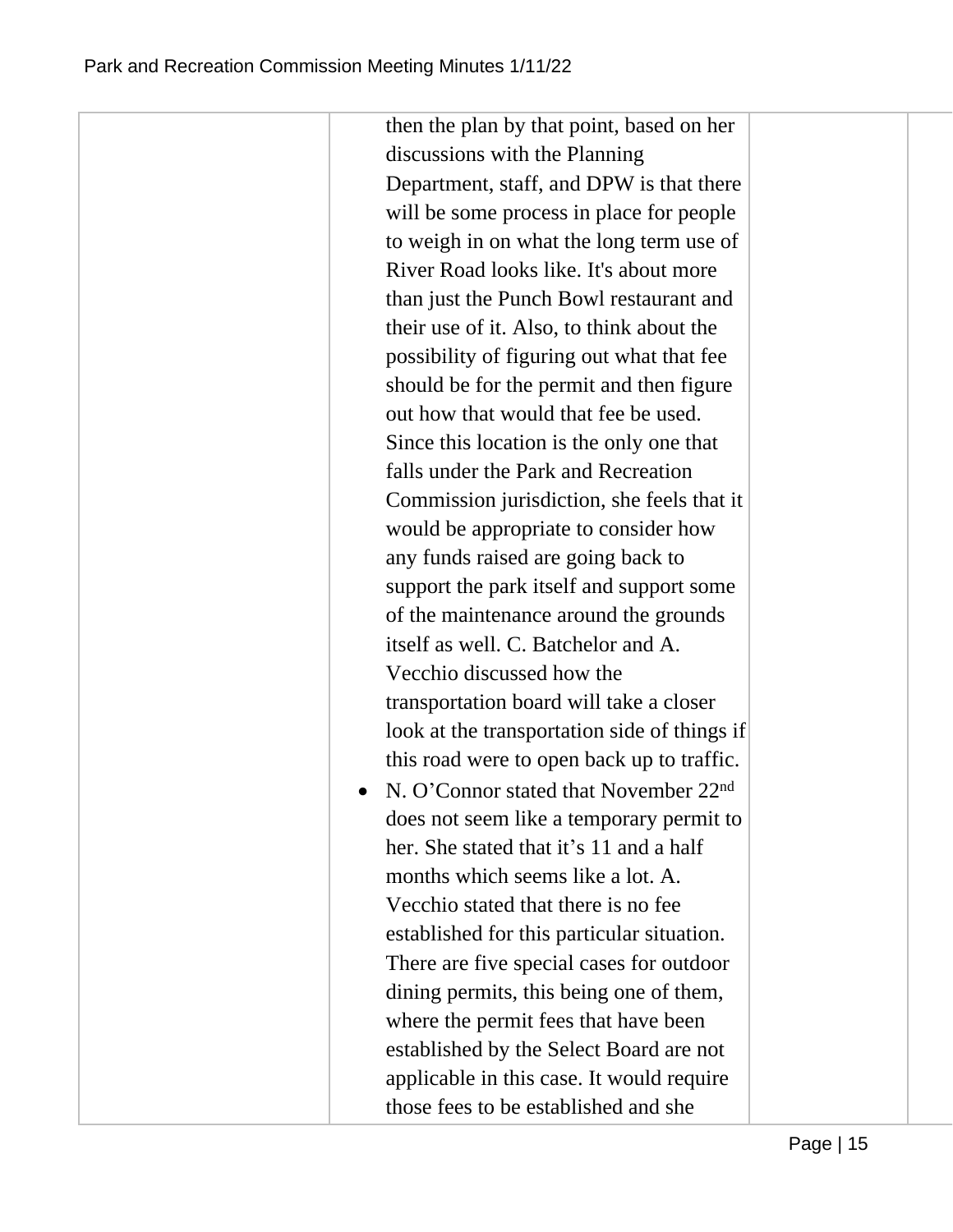| | then the plan by that point, based on her discussions with the Planning Department, staff, and DPW is that there will be some process in place for people to weigh in on what the long term use of River Road looks like. It's about more than just the Punch Bowl restaurant and their use of it. Also, to think about the possibility of figuring out what that fee should be for the permit and then figure out how that would that fee be used. Since this location is the only one that falls under the Park and Recreation Commission jurisdiction, she feels that it would be appropriate to consider how any funds raised are going back to support the park itself and support some of the maintenance around the grounds itself as well. C. Batchelor and A. Vecchio discussed how the transportation board will take a closer look at the transportation side of things if this road were to open back up to traffic.<br>• N. O'Connor stated that November 22nd does not seem like a temporary permit to her. She stated that it's 11 and a half months which seems like a lot. A. Vecchio stated that there is no fee established for this particular situation. There are five special cases for outdoor dining permits, this being one of them, where the permit fees that have been established by the Select Board are not applicable in this case. It would require those fees to be established and she | | |
|---|---|---|---|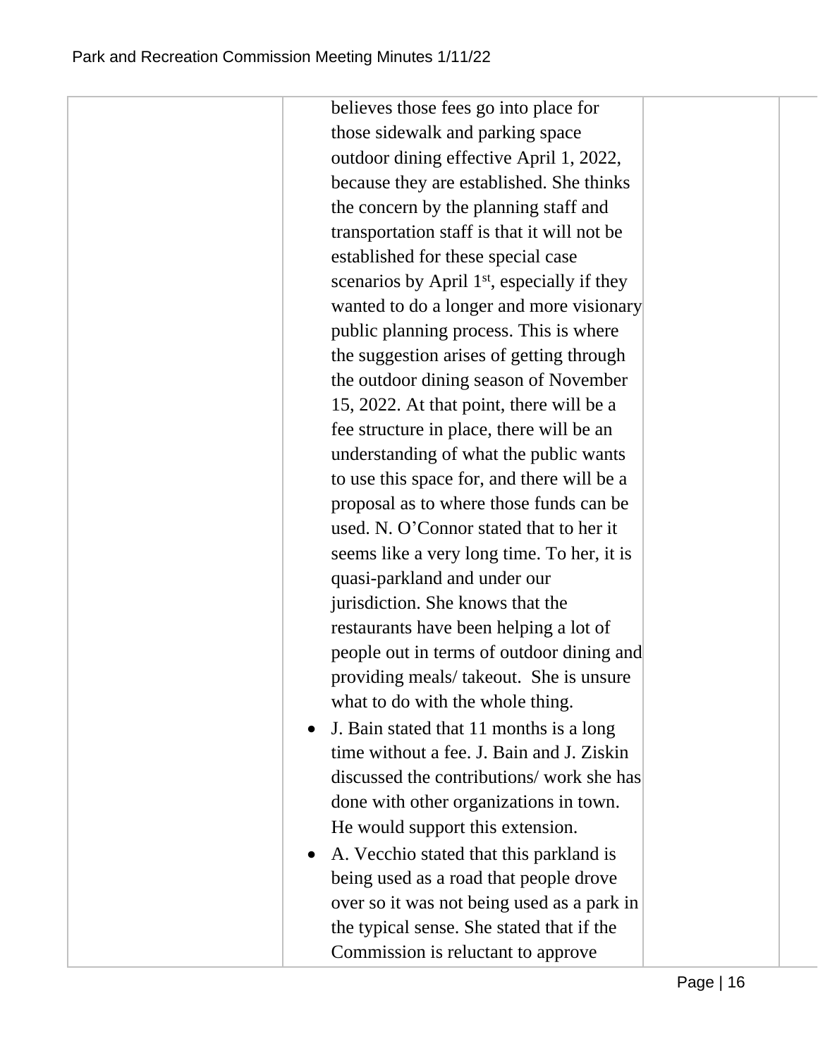| | | | |
|---|---|---|---|
| | believes those fees go into place for those sidewalk and parking space outdoor dining effective April 1, 2022, because they are established. She thinks the concern by the planning staff and transportation staff is that it will not be established for these special case scenarios by April 1st, especially if they wanted to do a longer and more visionary public planning process. This is where the suggestion arises of getting through the outdoor dining season of November 15, 2022. At that point, there will be a fee structure in place, there will be an understanding of what the public wants to use this space for, and there will be a proposal as to where those funds can be used. N. O'Connor stated that to her it seems like a very long time. To her, it is quasi-parkland and under our jurisdiction. She knows that the restaurants have been helping a lot of people out in terms of outdoor dining and providing meals/ takeout. She is unsure what to do with the whole thing.<br>• J. Bain stated that 11 months is a long time without a fee. J. Bain and J. Ziskin discussed the contributions/ work she has done with other organizations in town. He would support this extension.<br>• A. Vecchio stated that this parkland is being used as a road that people drove over so it was not being used as a park in the typical sense. She stated that if the Commission is reluctant to approve | | |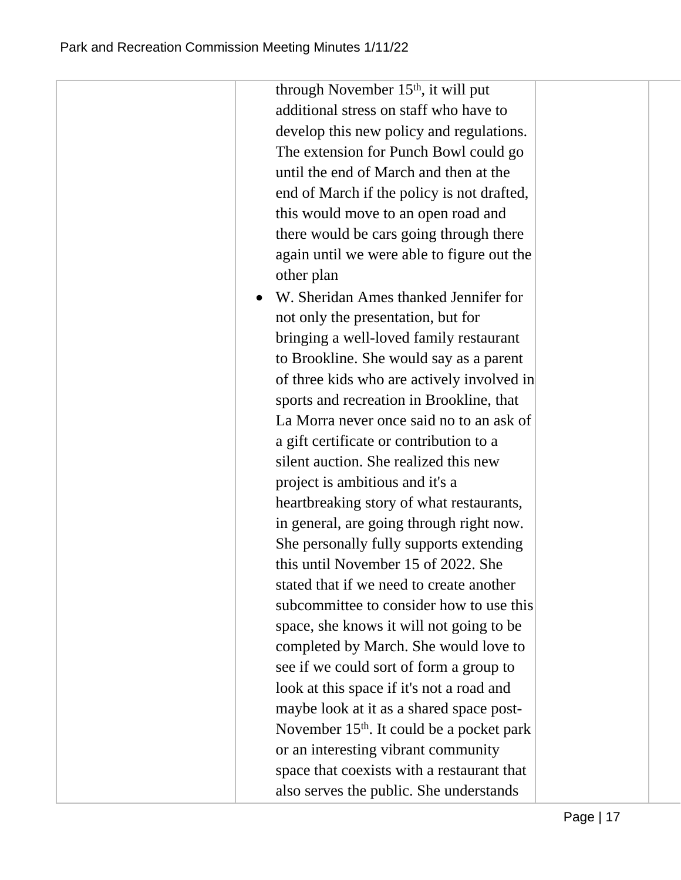| | through November 15th, it will put additional stress on staff who have to develop this new policy and regulations. The extension for Punch Bowl could go until the end of March and then at the end of March if the policy is not drafted, this would move to an open road and there would be cars going through there again until we were able to figure out the other plan<br>• W. Sheridan Ames thanked Jennifer for not only the presentation, but for bringing a well-loved family restaurant to Brookline. She would say as a parent of three kids who are actively involved in sports and recreation in Brookline, that La Morra never once said no to an ask of a gift certificate or contribution to a silent auction. She realized this new project is ambitious and it's a heartbreaking story of what restaurants, in general, are going through right now. She personally fully supports extending this until November 15 of 2022. She stated that if we need to create another subcommittee to consider how to use this space, she knows it will not going to be completed by March. She would love to see if we could sort of form a group to look at this space if it's not a road and maybe look at it as a shared space post-November 15th. It could be a pocket park or an interesting vibrant community space that coexists with a restaurant that also serves the public. She understands | | |
|---|---|---|---|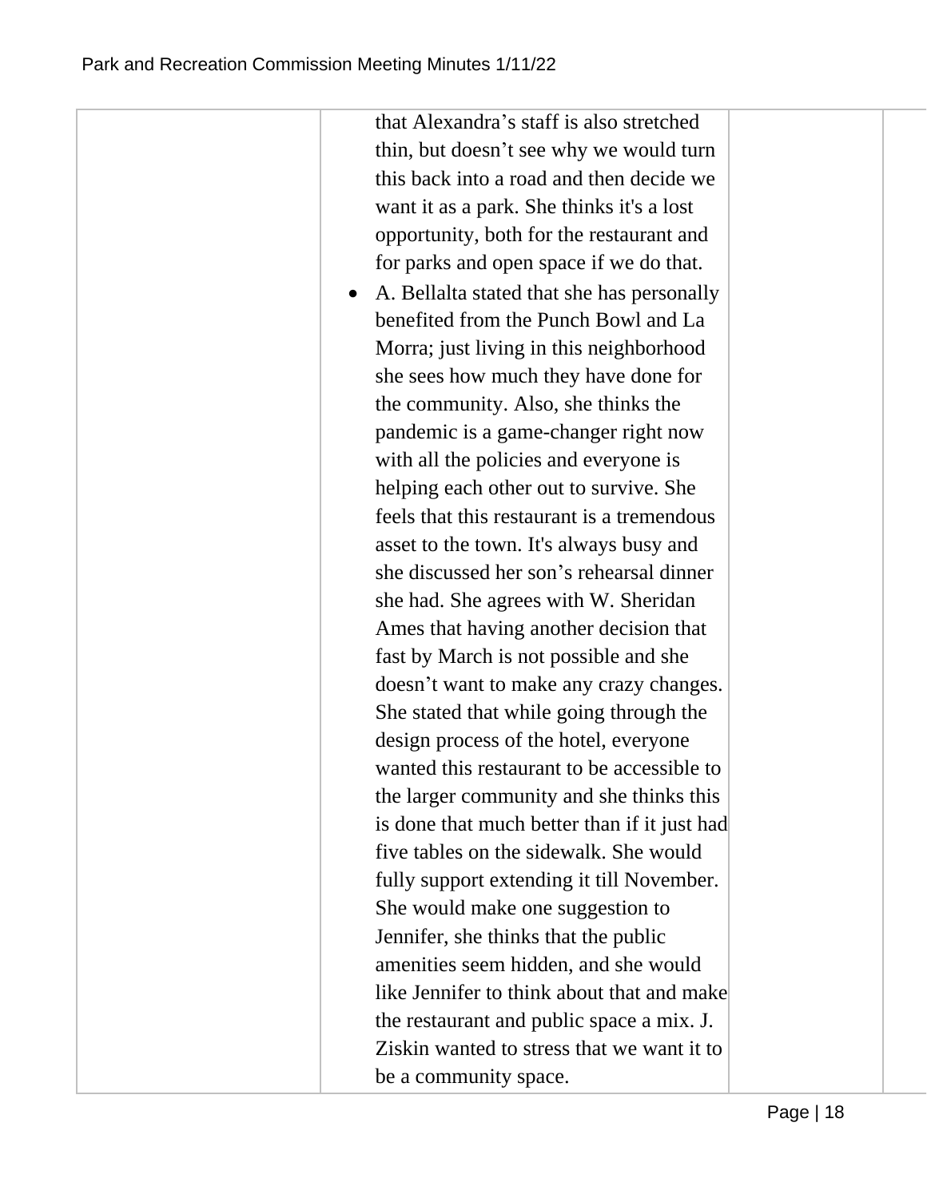| | | | |
|---|---|---|---|
| | that Alexandra's staff is also stretched thin, but doesn't see why we would turn this back into a road and then decide we want it as a park. She thinks it's a lost opportunity, both for the restaurant and for parks and open space if we do that.<br>• A. Bellalta stated that she has personally benefited from the Punch Bowl and La Morra; just living in this neighborhood she sees how much they have done for the community. Also, she thinks the pandemic is a game-changer right now with all the policies and everyone is helping each other out to survive. She feels that this restaurant is a tremendous asset to the town. It's always busy and she discussed her son's rehearsal dinner she had. She agrees with W. Sheridan Ames that having another decision that fast by March is not possible and she doesn't want to make any crazy changes. She stated that while going through the design process of the hotel, everyone wanted this restaurant to be accessible to the larger community and she thinks this is done that much better than if it just had five tables on the sidewalk. She would fully support extending it till November. She would make one suggestion to Jennifer, she thinks that the public amenities seem hidden, and she would like Jennifer to think about that and make the restaurant and public space a mix. J. Ziskin wanted to stress that we want it to be a community space. | | |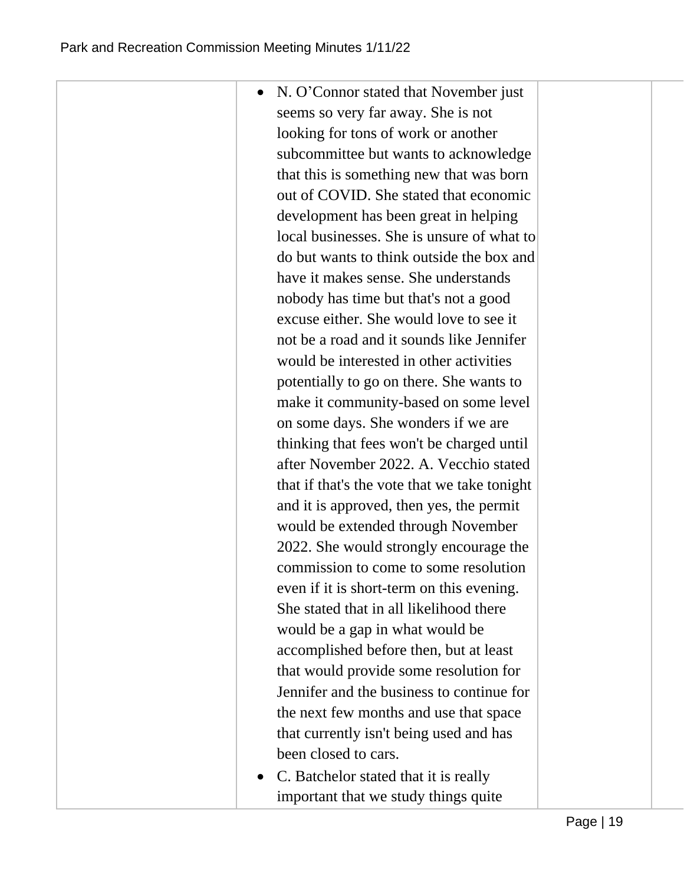| | | | |
|---|---|---|---|
| | • N. O'Connor stated that November just seems so very far away. She is not looking for tons of work or another subcommittee but wants to acknowledge that this is something new that was born out of COVID. She stated that economic development has been great in helping local businesses. She is unsure of what to do but wants to think outside the box and have it makes sense. She understands nobody has time but that's not a good excuse either. She would love to see it not be a road and it sounds like Jennifer would be interested in other activities potentially to go on there. She wants to make it community-based on some level on some days. She wonders if we are thinking that fees won't be charged until after November 2022. A. Vecchio stated that if that's the vote that we take tonight and it is approved, then yes, the permit would be extended through November 2022. She would strongly encourage the commission to come to some resolution even if it is short-term on this evening. She stated that in all likelihood there would be a gap in what would be accomplished before then, but at least that would provide some resolution for Jennifer and the business to continue for the next few months and use that space that currently isn't being used and has been closed to cars.<br>• C. Batchelor stated that it is really important that we study things quite | | |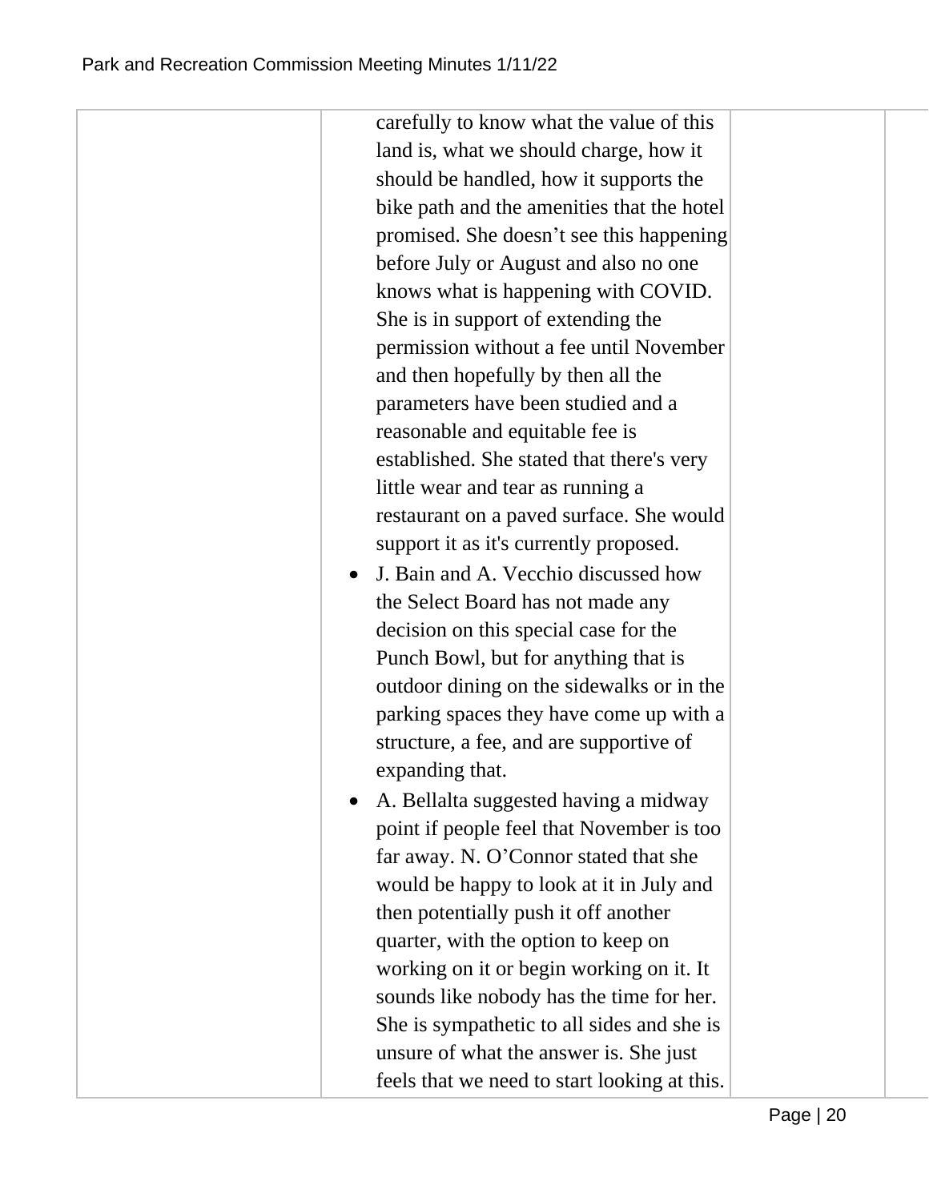| | | | |
|---|---|---|---|
| | carefully to know what the value of this land is, what we should charge, how it should be handled, how it supports the bike path and the amenities that the hotel promised. She doesn't see this happening before July or August and also no one knows what is happening with COVID. She is in support of extending the permission without a fee until November and then hopefully by then all the parameters have been studied and a reasonable and equitable fee is established. She stated that there's very little wear and tear as running a restaurant on a paved surface. She would support it as it's currently proposed.<br>• J. Bain and A. Vecchio discussed how the Select Board has not made any decision on this special case for the Punch Bowl, but for anything that is outdoor dining on the sidewalks or in the parking spaces they have come up with a structure, a fee, and are supportive of expanding that.<br>• A. Bellalta suggested having a midway point if people feel that November is too far away. N. O'Connor stated that she would be happy to look at it in July and then potentially push it off another quarter, with the option to keep on working on it or begin working on it. It sounds like nobody has the time for her. She is sympathetic to all sides and she is unsure of what the answer is. She just feels that we need to start looking at this. | | |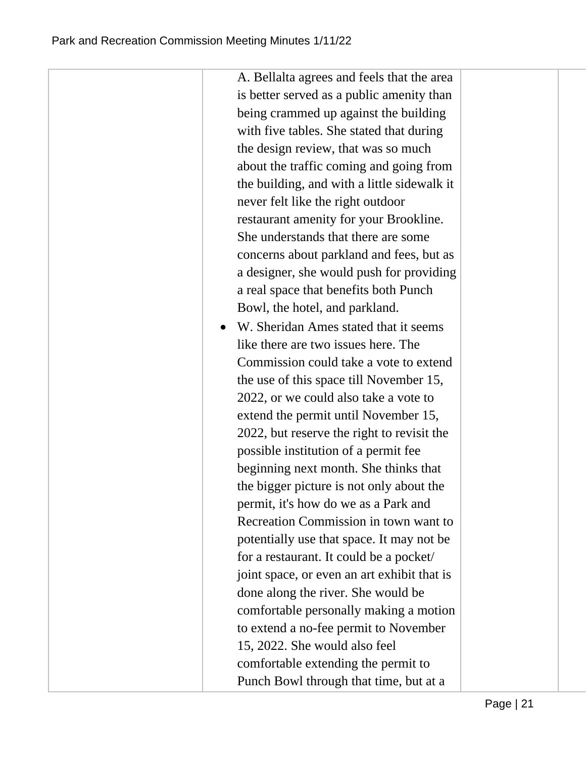| | | | |
|---|---|---|---|
| | A. Bellalta agrees and feels that the area is better served as a public amenity than being crammed up against the building with five tables. She stated that during the design review, that was so much about the traffic coming and going from the building, and with a little sidewalk it never felt like the right outdoor restaurant amenity for your Brookline. She understands that there are some concerns about parkland and fees, but as a designer, she would push for providing a real space that benefits both Punch Bowl, the hotel, and parkland.<br>• W. Sheridan Ames stated that it seems like there are two issues here. The Commission could take a vote to extend the use of this space till November 15, 2022, or we could also take a vote to extend the permit until November 15, 2022, but reserve the right to revisit the possible institution of a permit fee beginning next month. She thinks that the bigger picture is not only about the permit, it's how do we as a Park and Recreation Commission in town want to potentially use that space. It may not be for a restaurant. It could be a pocket/ joint space, or even an art exhibit that is done along the river. She would be comfortable personally making a motion to extend a no-fee permit to November 15, 2022. She would also feel comfortable extending the permit to Punch Bowl through that time, but at a | | |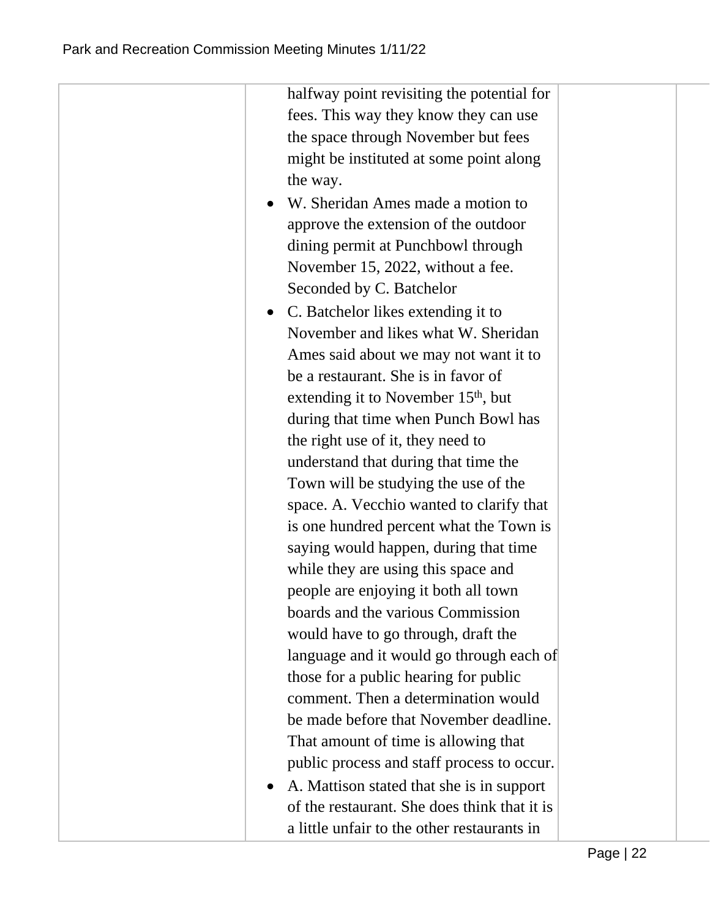|  | halfway point revisiting the potential for fees. This way they know they can use the space through November but fees might be instituted at some point along the way.<br>• W. Sheridan Ames made a motion to approve the extension of the outdoor dining permit at Punchbowl through November 15, 2022, without a fee. Seconded by C. Batchelor<br>• C. Batchelor likes extending it to November and likes what W. Sheridan Ames said about we may not want it to be a restaurant. She is in favor of extending it to November 15th, but during that time when Punch Bowl has the right use of it, they need to understand that during that time the Town will be studying the use of the space. A. Vecchio wanted to clarify that is one hundred percent what the Town is saying would happen, during that time while they are using this space and people are enjoying it both all town boards and the various Commission would have to go through, draft the language and it would go through each of those for a public hearing for public comment. Then a determination would be made before that November deadline. That amount of time is allowing that public process and staff process to occur.<br>• A. Mattison stated that she is in support of the restaurant. She does think that it is a little unfair to the other restaurants in |  |  |
|---|---|---|---|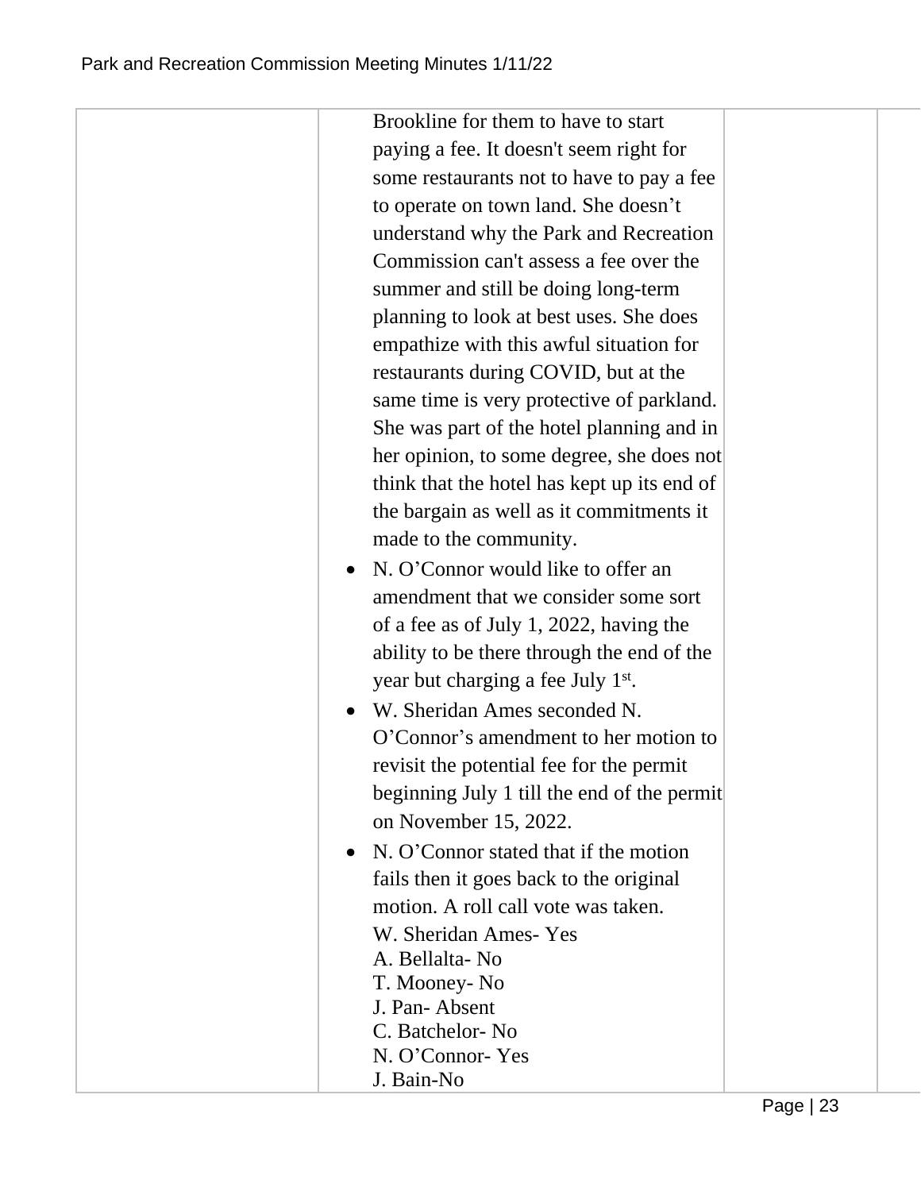| | | | |
|---|---|---|---|
| | Brookline for them to have to start paying a fee. It doesn't seem right for some restaurants not to have to pay a fee to operate on town land. She doesn't understand why the Park and Recreation Commission can't assess a fee over the summer and still be doing long-term planning to look at best uses. She does empathize with this awful situation for restaurants during COVID, but at the same time is very protective of parkland. She was part of the hotel planning and in her opinion, to some degree, she does not think that the hotel has kept up its end of the bargain as well as it commitments it made to the community.<br>• N. O'Connor would like to offer an amendment that we consider some sort of a fee as of July 1, 2022, having the ability to be there through the end of the year but charging a fee July 1st.<br>• W. Sheridan Ames seconded N. O'Connor's amendment to her motion to revisit the potential fee for the permit beginning July 1 till the end of the permit on November 15, 2022.<br>• N. O'Connor stated that if the motion fails then it goes back to the original motion. A roll call vote was taken.<br>W. Sheridan Ames- Yes<br>A. Bellalta- No<br>T. Mooney- No<br>J. Pan- Absent<br>C. Batchelor- No<br>N. O'Connor- Yes<br>J. Bain-No | | |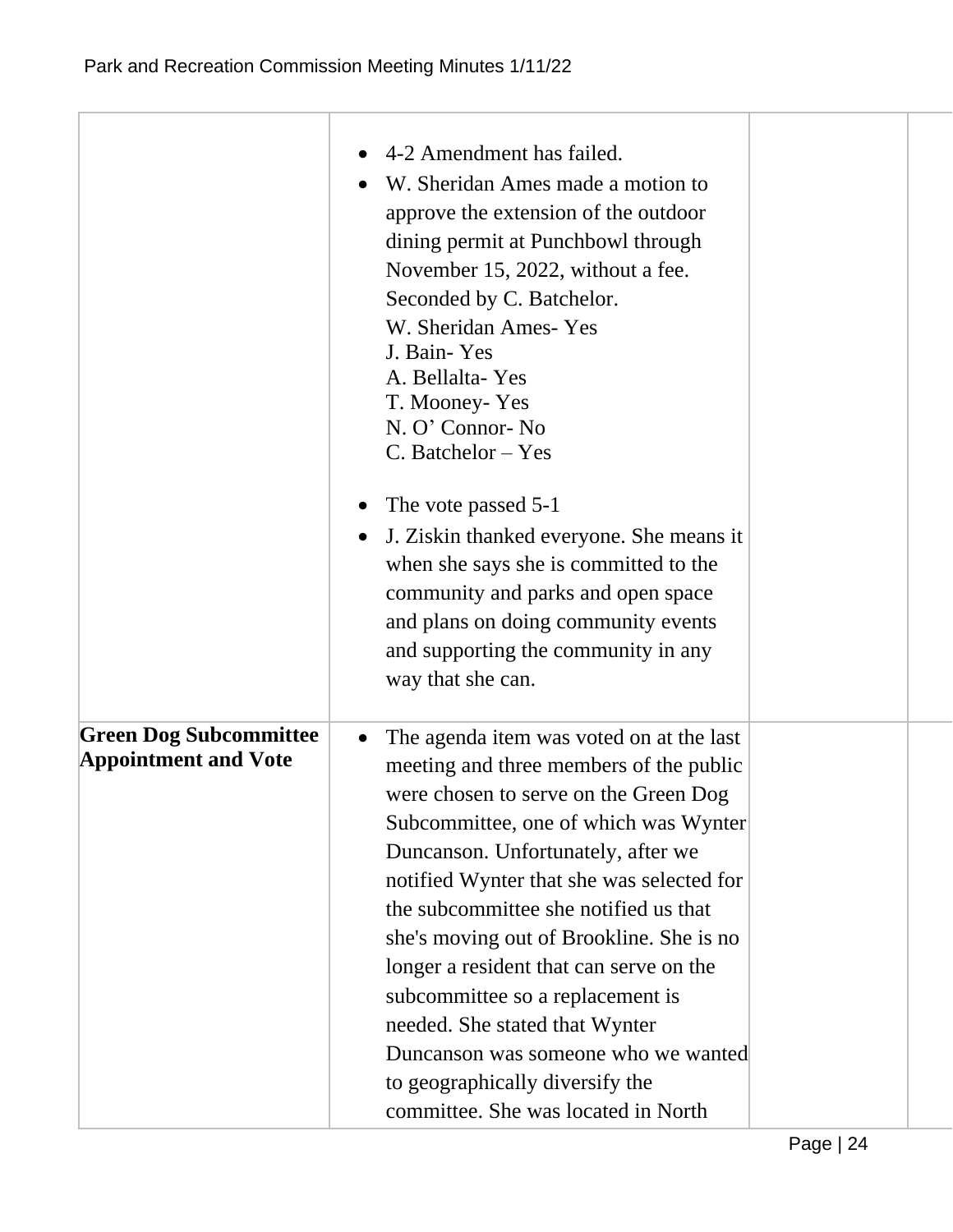| | | | |
|---|---|---|---|
| | • 4-2 Amendment has failed.<br>• W. Sheridan Ames made a motion to approve the extension of the outdoor dining permit at Punchbowl through November 15, 2022, without a fee. Seconded by C. Batchelor.<br>W. Sheridan Ames- Yes<br>J. Bain- Yes<br>A. Bellalta- Yes<br>T. Mooney- Yes<br>N. O' Connor- No<br>C. Batchelor – Yes<br><br>• The vote passed 5-1<br>• J. Ziskin thanked everyone. She means it when she says she is committed to the community and parks and open space and plans on doing community events and supporting the community in any way that she can. | | |
| **Green Dog Subcommittee Appointment and Vote** | • The agenda item was voted on at the last meeting and three members of the public were chosen to serve on the Green Dog Subcommittee, one of which was Wynter Duncanson. Unfortunately, after we notified Wynter that she was selected for the subcommittee she notified us that she's moving out of Brookline. She is no longer a resident that can serve on the subcommittee so a replacement is needed. She stated that Wynter Duncanson was someone who we wanted to geographically diversify the committee. She was located in North | | |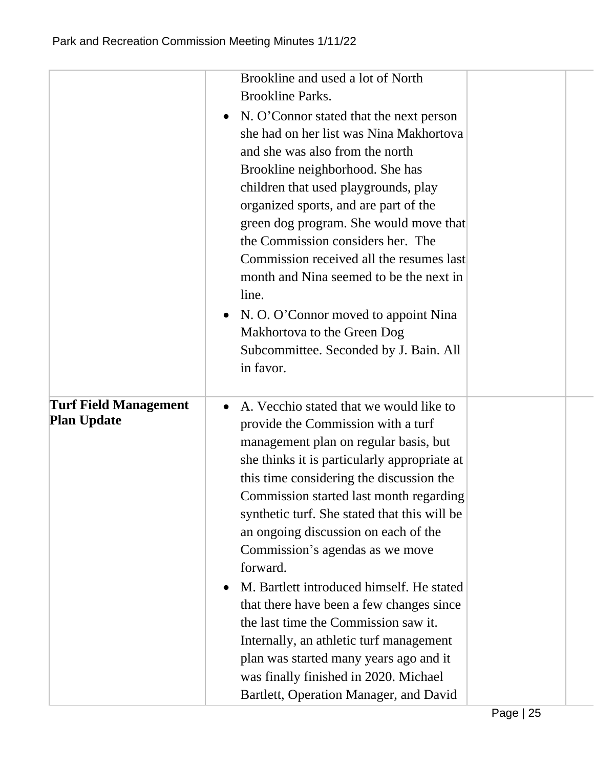| | | | |
|---|---|---|---|
| | Brookline and used a lot of North Brookline Parks.<br>• N. O'Connor stated that the next person she had on her list was Nina Makhortova and she was also from the north Brookline neighborhood. She has children that used playgrounds, play organized sports, and are part of the green dog program. She would move that the Commission considers her. The Commission received all the resumes last month and Nina seemed to be the next in line.<br>• N. O. O'Connor moved to appoint Nina Makhortova to the Green Dog Subcommittee. Seconded by J. Bain. All in favor. | | |
| **Turf Field Management Plan Update** | • A. Vecchio stated that we would like to provide the Commission with a turf management plan on regular basis, but she thinks it is particularly appropriate at this time considering the discussion the Commission started last month regarding synthetic turf. She stated that this will be an ongoing discussion on each of the Commission's agendas as we move forward.<br>• M. Bartlett introduced himself. He stated that there have been a few changes since the last time the Commission saw it. Internally, an athletic turf management plan was started many years ago and it was finally finished in 2020. Michael Bartlett, Operation Manager, and David | | |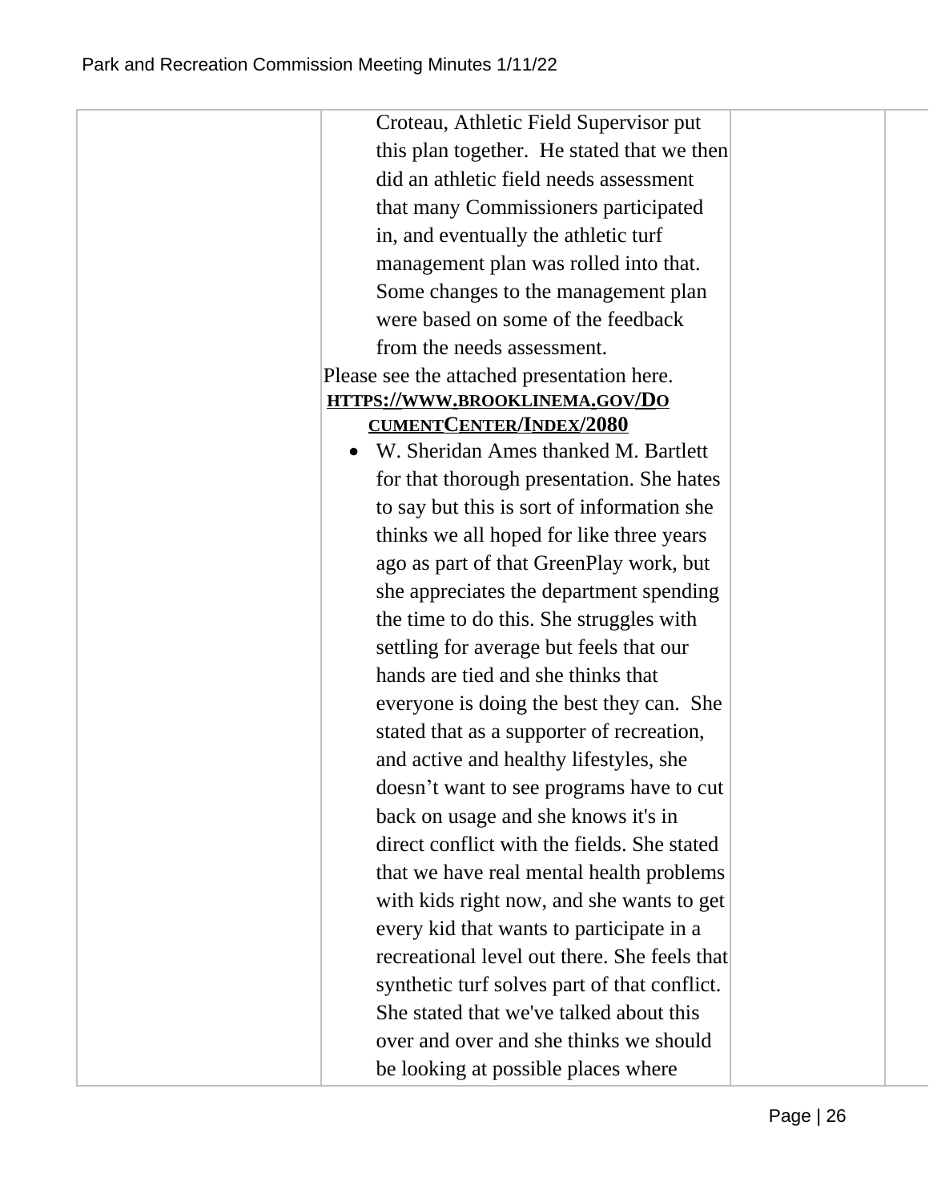| | | | |
|---|---|---|---|
| | Croteau, Athletic Field Supervisor put this plan together. He stated that we then did an athletic field needs assessment that many Commissioners participated in, and eventually the athletic turf management plan was rolled into that. Some changes to the management plan were based on some of the feedback from the needs assessment.<br>Please see the attached presentation here. **HTTPS://WWW.BROOKLINEMA.GOV/DOCUMENTCENTER/INDEX/2080**<br>• W. Sheridan Ames thanked M. Bartlett for that thorough presentation. She hates to say but this is sort of information she thinks we all hoped for like three years ago as part of that GreenPlay work, but she appreciates the department spending the time to do this. She struggles with settling for average but feels that our hands are tied and she thinks that everyone is doing the best they can. She stated that as a supporter of recreation, and active and healthy lifestyles, she doesn't want to see programs have to cut back on usage and she knows it's in direct conflict with the fields. She stated that we have real mental health problems with kids right now, and she wants to get every kid that wants to participate in a recreational level out there. She feels that synthetic turf solves part of that conflict. She stated that we've talked about this over and over and she thinks we should be looking at possible places where | | |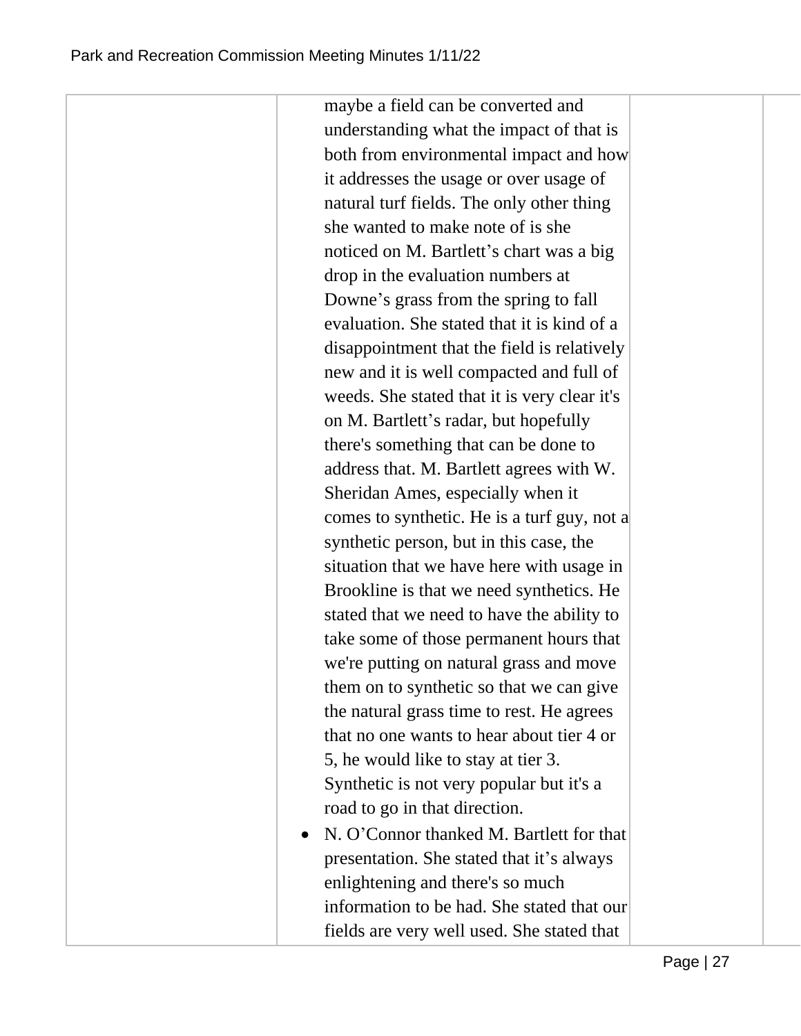| | | | |
|---|---|---|---|
| | maybe a field can be converted and understanding what the impact of that is both from environmental impact and how it addresses the usage or over usage of natural turf fields. The only other thing she wanted to make note of is she noticed on M. Bartlett's chart was a big drop in the evaluation numbers at Downe's grass from the spring to fall evaluation. She stated that it is kind of a disappointment that the field is relatively new and it is well compacted and full of weeds. She stated that it is very clear it's on M. Bartlett's radar, but hopefully there's something that can be done to address that. M. Bartlett agrees with W. Sheridan Ames, especially when it comes to synthetic. He is a turf guy, not a synthetic person, but in this case, the situation that we have here with usage in Brookline is that we need synthetics. He stated that we need to have the ability to take some of those permanent hours that we're putting on natural grass and move them on to synthetic so that we can give the natural grass time to rest. He agrees that no one wants to hear about tier 4 or 5, he would like to stay at tier 3. Synthetic is not very popular but it's a road to go in that direction.<br>• N. O'Connor thanked M. Bartlett for that presentation. She stated that it's always enlightening and there's so much information to be had. She stated that our fields are very well used. She stated that | | |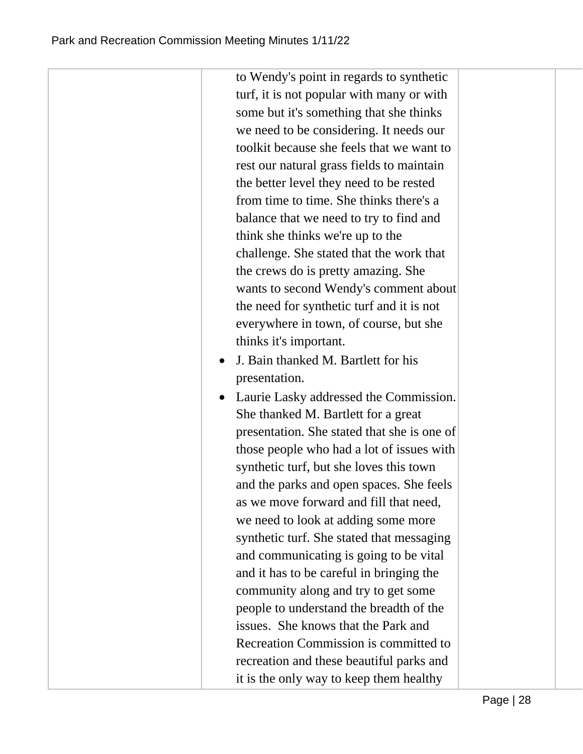| | | | |
|---|---|---|---|
| | to Wendy's point in regards to synthetic turf, it is not popular with many or with some but it's something that she thinks we need to be considering. It needs our toolkit because she feels that we want to rest our natural grass fields to maintain the better level they need to be rested from time to time. She thinks there's a balance that we need to try to find and think she thinks we're up to the challenge. She stated that the work that the crews do is pretty amazing. She wants to second Wendy's comment about the need for synthetic turf and it is not everywhere in town, of course, but she thinks it's important.<br>• J. Bain thanked M. Bartlett for his presentation.<br>• Laurie Lasky addressed the Commission. She thanked M. Bartlett for a great presentation. She stated that she is one of those people who had a lot of issues with synthetic turf, but she loves this town and the parks and open spaces. She feels as we move forward and fill that need, we need to look at adding some more synthetic turf. She stated that messaging and communicating is going to be vital and it has to be careful in bringing the community along and try to get some people to understand the breadth of the issues. She knows that the Park and Recreation Commission is committed to recreation and these beautiful parks and it is the only way to keep them healthy | | |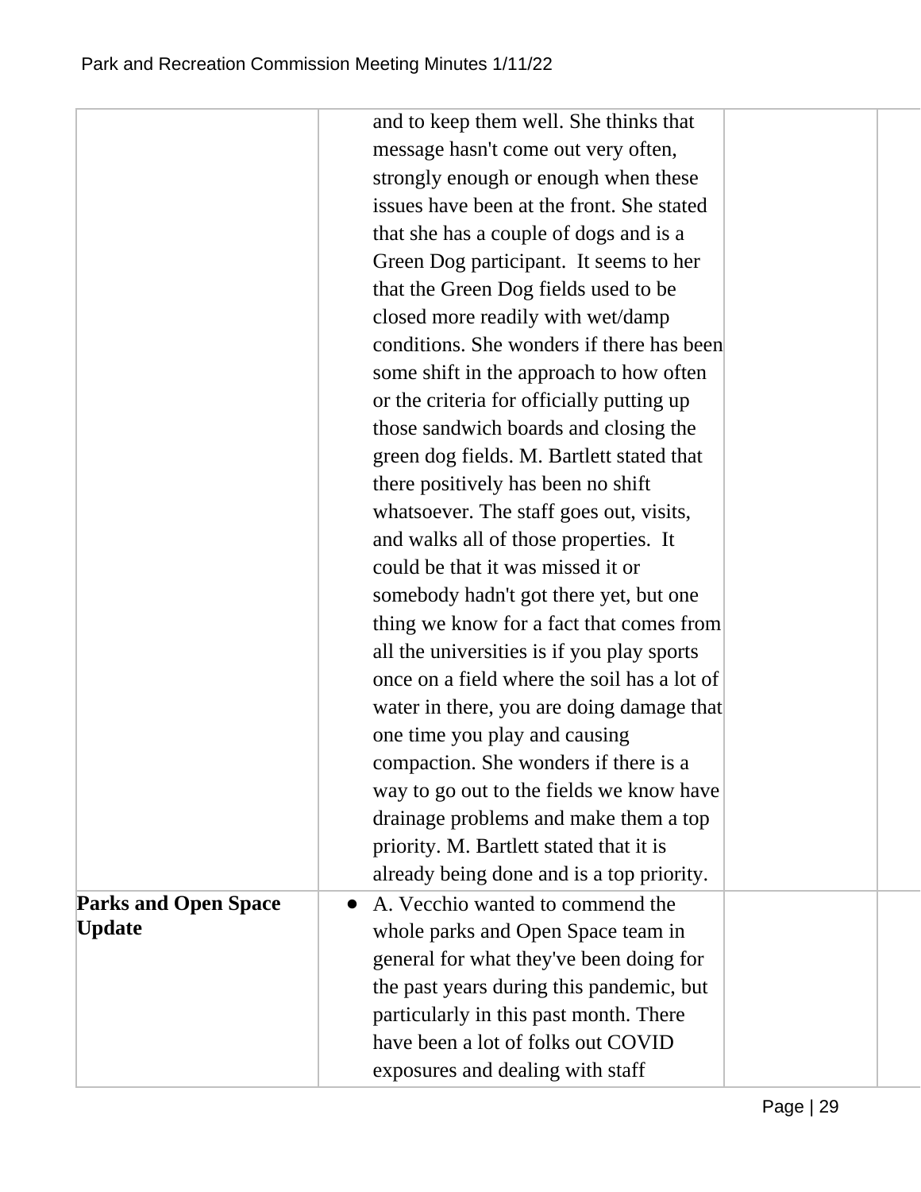| | | | |
|---|---|---|---|
| | and to keep them well. She thinks that message hasn't come out very often, strongly enough or enough when these issues have been at the front. She stated that she has a couple of dogs and is a Green Dog participant. It seems to her that the Green Dog fields used to be closed more readily with wet/damp conditions. She wonders if there has been some shift in the approach to how often or the criteria for officially putting up those sandwich boards and closing the green dog fields. M. Bartlett stated that there positively has been no shift whatsoever. The staff goes out, visits, and walks all of those properties. It could be that it was missed it or somebody hadn't got there yet, but one thing we know for a fact that comes from all the universities is if you play sports once on a field where the soil has a lot of water in there, you are doing damage that one time you play and causing compaction. She wonders if there is a way to go out to the fields we know have drainage problems and make them a top priority. M. Bartlett stated that it is already being done and is a top priority. | | |
| **Parks and Open Space Update** | • A. Vecchio wanted to commend the whole parks and Open Space team in general for what they've been doing for the past years during this pandemic, but particularly in this past month. There have been a lot of folks out COVID exposures and dealing with staff | | |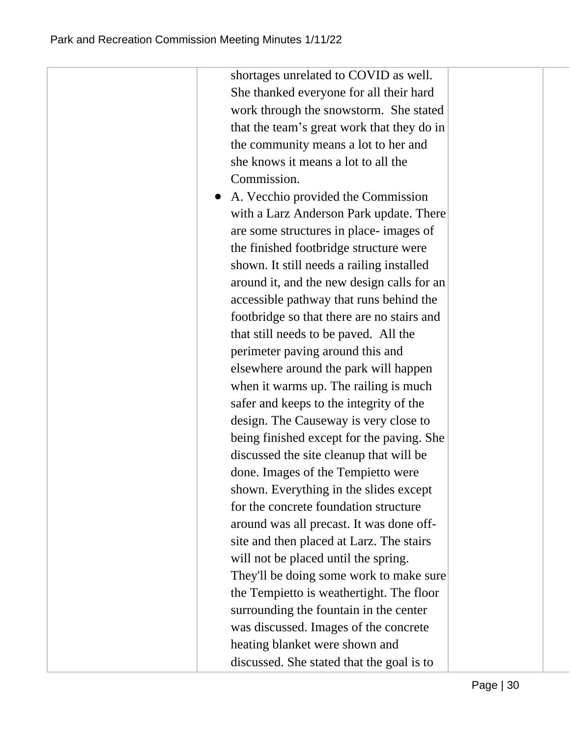| | | | |
|---|---|---|---|
| | shortages unrelated to COVID as well. She thanked everyone for all their hard work through the snowstorm. She stated that the team's great work that they do in the community means a lot to her and she knows it means a lot to all the Commission.<br>• A. Vecchio provided the Commission with a Larz Anderson Park update. There are some structures in place- images of the finished footbridge structure were shown. It still needs a railing installed around it, and the new design calls for an accessible pathway that runs behind the footbridge so that there are no stairs and that still needs to be paved. All the perimeter paving around this and elsewhere around the park will happen when it warms up. The railing is much safer and keeps to the integrity of the design. The Causeway is very close to being finished except for the paving. She discussed the site cleanup that will be done. Images of the Tempietto were shown. Everything in the slides except for the concrete foundation structure around was all precast. It was done off-site and then placed at Larz. The stairs will not be placed until the spring. They'll be doing some work to make sure the Tempietto is weathertight. The floor surrounding the fountain in the center was discussed. Images of the concrete heating blanket were shown and discussed. She stated that the goal is to | | |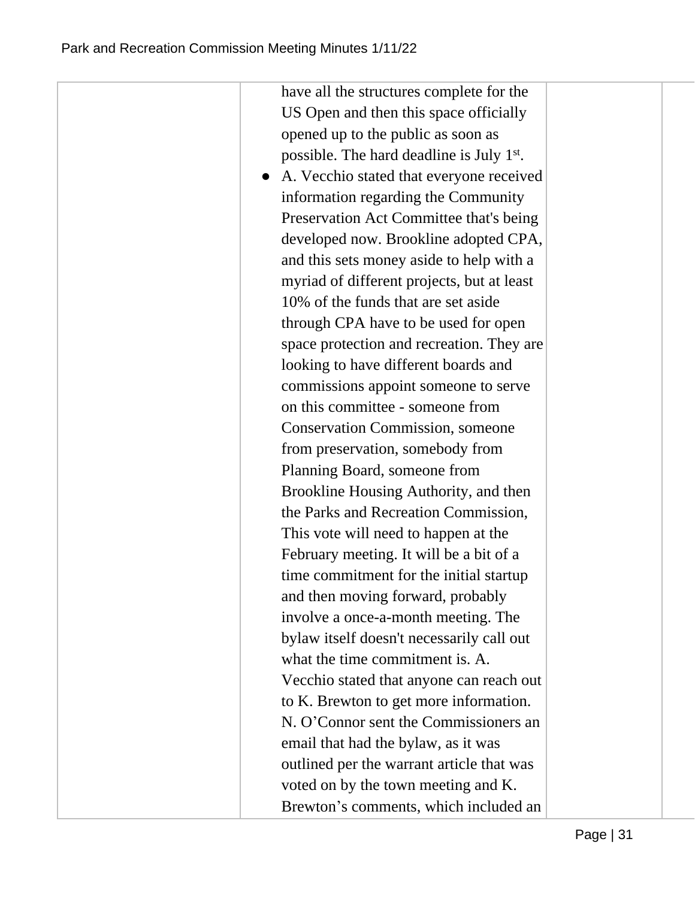| | | | |
|---|---|---|---|
| | have all the structures complete for the US Open and then this space officially opened up to the public as soon as possible. The hard deadline is July 1st.<br>● A. Vecchio stated that everyone received information regarding the Community Preservation Act Committee that's being developed now. Brookline adopted CPA, and this sets money aside to help with a myriad of different projects, but at least 10% of the funds that are set aside through CPA have to be used for open space protection and recreation. They are looking to have different boards and commissions appoint someone to serve on this committee - someone from Conservation Commission, someone from preservation, somebody from Planning Board, someone from Brookline Housing Authority, and then the Parks and Recreation Commission, This vote will need to happen at the February meeting. It will be a bit of a time commitment for the initial startup and then moving forward, probably involve a once-a-month meeting. The bylaw itself doesn't necessarily call out what the time commitment is. A. Vecchio stated that anyone can reach out to K. Brewton to get more information. N. O'Connor sent the Commissioners an email that had the bylaw, as it was outlined per the warrant article that was voted on by the town meeting and K. Brewton's comments, which included an | | |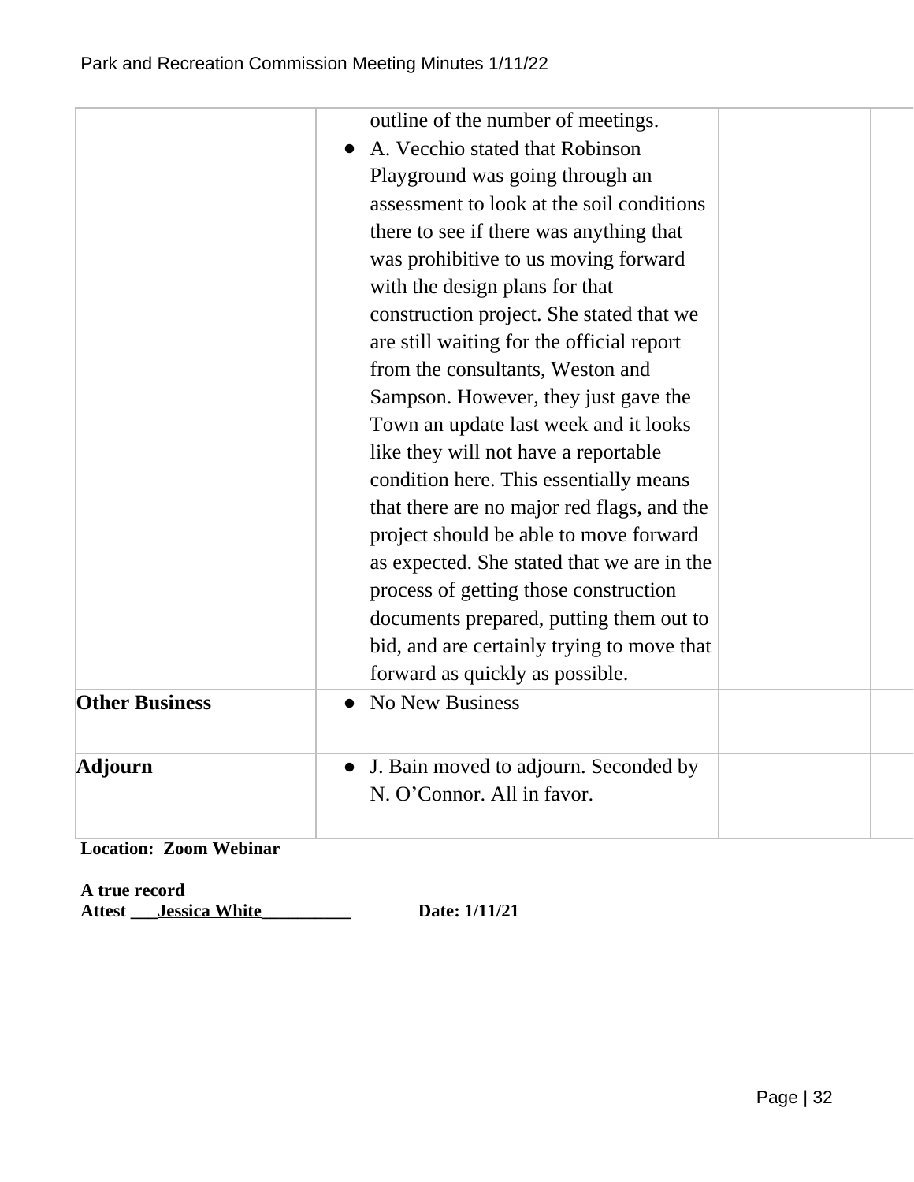| | | | |
|---|---|---|---|
| | outline of the number of meetings.<br>● A. Vecchio stated that Robinson Playground was going through an assessment to look at the soil conditions there to see if there was anything that was prohibitive to us moving forward with the design plans for that construction project. She stated that we are still waiting for the official report from the consultants, Weston and Sampson. However, they just gave the Town an update last week and it looks like they will not have a reportable condition here. This essentially means that there are no major red flags, and the project should be able to move forward as expected. She stated that we are in the process of getting those construction documents prepared, putting them out to bid, and are certainly trying to move that forward as quickly as possible. | | |
| **Other Business** | ● No New Business | | |
| **Adjourn** | ● J. Bain moved to adjourn. Seconded by N. O'Connor. All in favor. | | |

**Location: Zoom Webinar**

**A true record**
**Attest \_\_\_Jessica White\_\_\_\_\_\_\_\_\_\_ Date: 1/11/21**